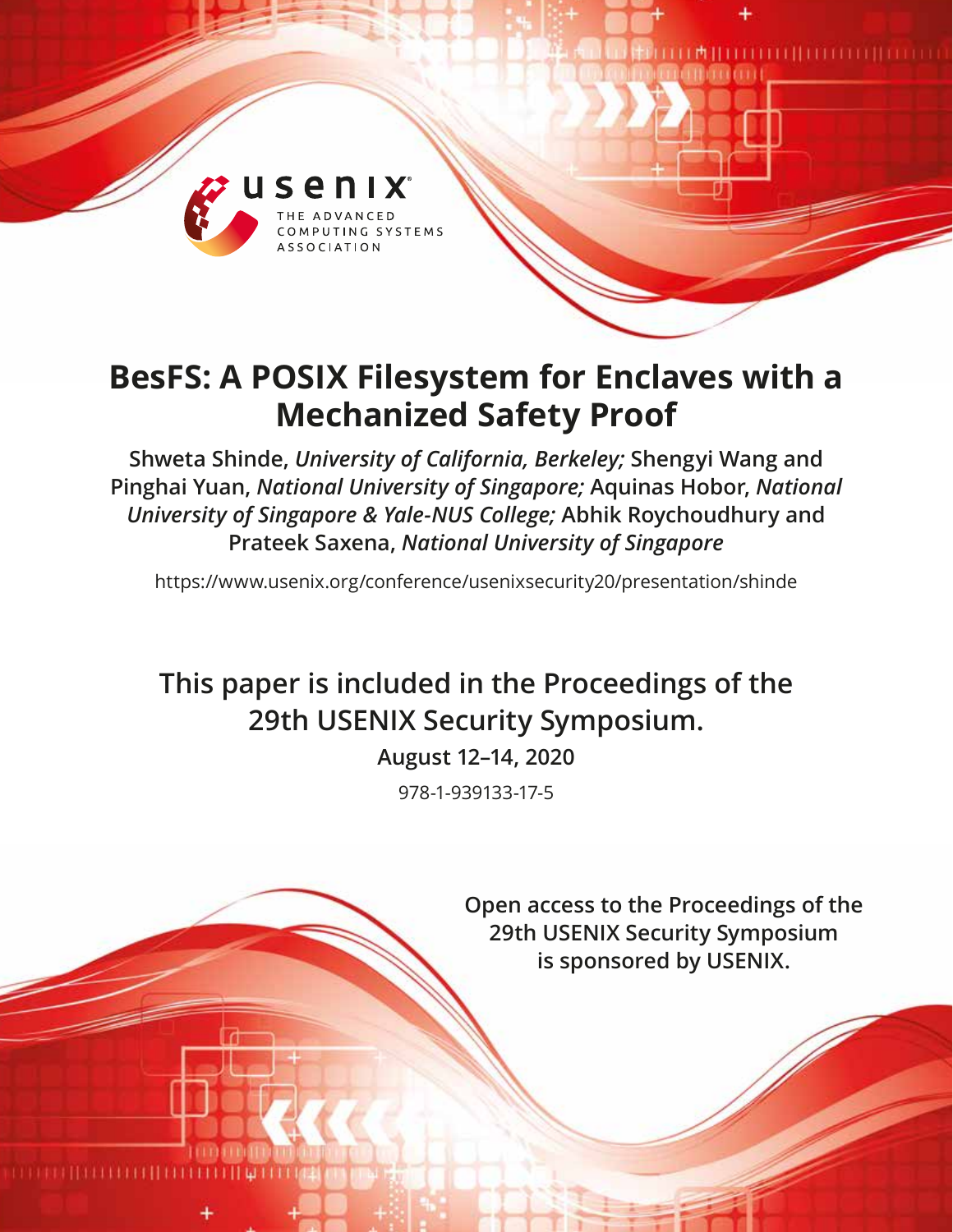# BesFS: A POSIX Filesystem for Enclaves with a Mechanized Safety Proof

**Shweta Shinde,** ***University of California, Berkeley;*** **Shengyi Wang and Pinghai Yuan,** ***National University of Singapore;*** **Aquinas Hobor,** ***National University of Singapore & Yale-NUS College;*** **Abhik Roychoudhury and Prateek Saxena,** ***National University of Singapore***

https://www.usenix.org/conference/usenixsecurity20/presentation/shinde

## This paper is included in the Proceedings of the 29th USENIX Security Symposium.

**August 12–14, 2020**

978-1-939133-17-5

**Open access to the Proceedings of the 29th USENIX Security Symposium is sponsored by USENIX.**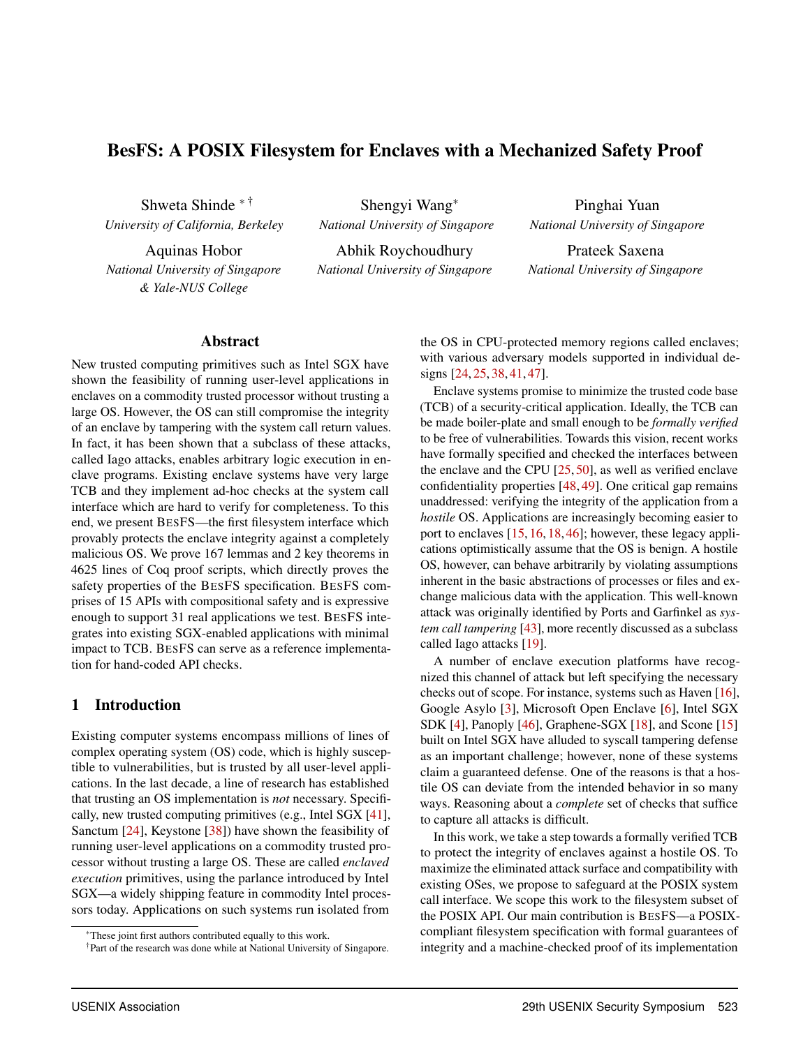# BesFS: A POSIX Filesystem for Enclaves with a Mechanized Safety Proof

Shweta Shinde [*] [†]
*University of California, Berkeley*

Shengyi Wang [*]
*National University of Singapore*

Pinghai Yuan
*National University of Singapore*

Aquinas Hobor
*National University of Singapore & Yale-NUS College*

Abhik Roychoudhury
*National University of Singapore*

Prateek Saxena
*National University of Singapore*

## Abstract

New trusted computing primitives such as Intel SGX have shown the feasibility of running user-level applications in enclaves on a commodity trusted processor without trusting a large OS. However, the OS can still compromise the integrity of an enclave by tampering with the system call return values. In fact, it has been shown that a subclass of these attacks, called Iago attacks, enables arbitrary logic execution in enclave programs. Existing enclave systems have very large TCB and they implement ad-hoc checks at the system call interface which are hard to verify for completeness. To this end, we present BESFS—the first filesystem interface which provably protects the enclave integrity against a completely malicious OS. We prove 167 lemmas and 2 key theorems in 4625 lines of Coq proof scripts, which directly proves the safety properties of the BESFS specification. BESFS comprises of 15 APIs with compositional safety and is expressive enough to support 31 real applications we test. BESFS integrates into existing SGX-enabled applications with minimal impact to TCB. BESFS can serve as a reference implementation for hand-coded API checks.

## 1 Introduction

Existing computer systems encompass millions of lines of complex operating system (OS) code, which is highly susceptible to vulnerabilities, but is trusted by all user-level applications. In the last decade, a line of research has established that trusting an OS implementation is *not* necessary. Specifically, new trusted computing primitives (e.g., Intel SGX [41], Sanctum [24], Keystone [38]) have shown the feasibility of running user-level applications on a commodity trusted processor without trusting a large OS. These are called *enclaved execution* primitives, using the parlance introduced by Intel SGX—a widely shipping feature in commodity Intel processors today. Applications on such systems run isolated from the OS in CPU-protected memory regions called enclaves; with various adversary models supported in individual designs [24, 25, 38, 41, 47].

Enclave systems promise to minimize the trusted code base (TCB) of a security-critical application. Ideally, the TCB can be made boiler-plate and small enough to be *formally verified* to be free of vulnerabilities. Towards this vision, recent works have formally specified and checked the interfaces between the enclave and the CPU [25, 50], as well as verified enclave confidentiality properties [48, 49]. One critical gap remains unaddressed: verifying the integrity of the application from a *hostile* OS. Applications are increasingly becoming easier to port to enclaves [15, 16, 18, 46]; however, these legacy applications optimistically assume that the OS is benign. A hostile OS, however, can behave arbitrarily by violating assumptions inherent in the basic abstractions of processes or files and exchange malicious data with the application. This well-known attack was originally identified by Ports and Garfinkel as *system call tampering* [43], more recently discussed as a subclass called Iago attacks [19].

A number of enclave execution platforms have recognized this channel of attack but left specifying the necessary checks out of scope. For instance, systems such as Haven [16], Google Asylo [3], Microsoft Open Enclave [6], Intel SGX SDK [4], Panoply [46], Graphene-SGX [18], and Scone [15] built on Intel SGX have alluded to syscall tampering defense as an important challenge; however, none of these systems claim a guaranteed defense. One of the reasons is that a hostile OS can deviate from the intended behavior in so many ways. Reasoning about a *complete* set of checks that suffice to capture all attacks is difficult.

In this work, we take a step towards a formally verified TCB to protect the integrity of enclaves against a hostile OS. To maximize the eliminated attack surface and compatibility with existing OSes, we propose to safeguard at the POSIX system call interface. We scope this work to the filesystem subset of the POSIX API. Our main contribution is BESFS—a POSIX-compliant filesystem specification with formal guarantees of integrity and a machine-checked proof of its implementation

---

[*] These joint first authors contributed equally to this work.

[†] Part of the research was done while at National University of Singapore.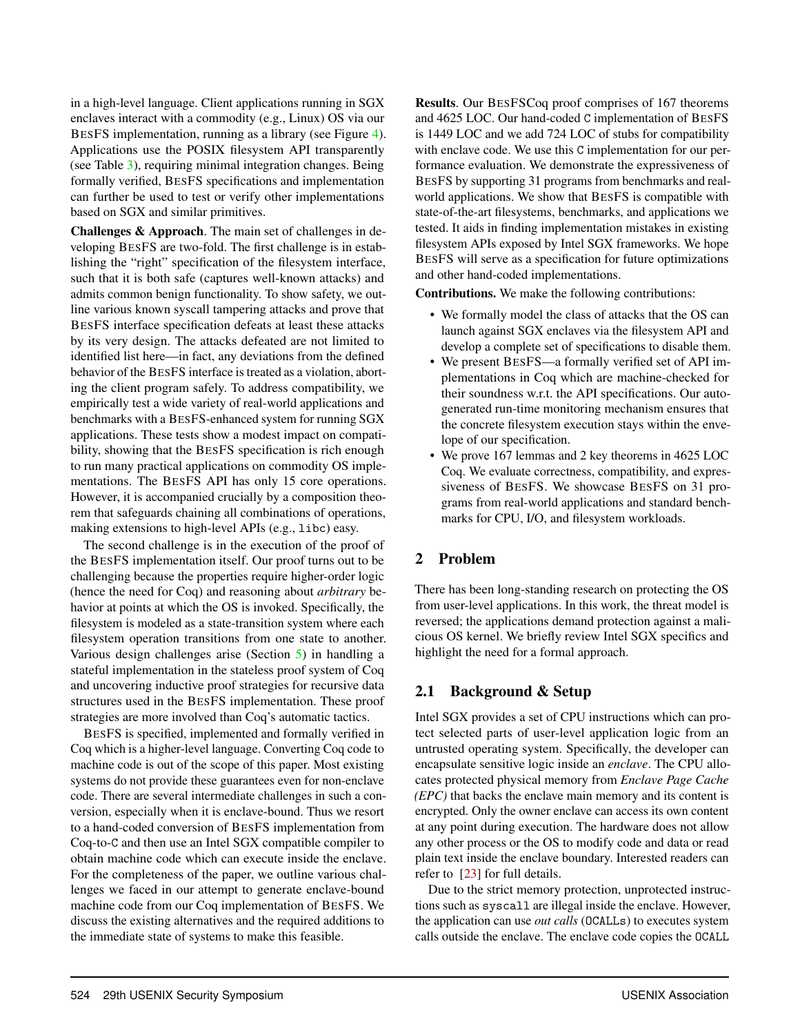in a high-level language. Client applications running in SGX enclaves interact with a commodity (e.g., Linux) OS via our BESFS implementation, running as a library (see Figure 4). Applications use the POSIX filesystem API transparently (see Table 3), requiring minimal integration changes. Being formally verified, BESFS specifications and implementation can further be used to test or verify other implementations based on SGX and similar primitives.

**Challenges & Approach**. The main set of challenges in developing BESFS are two-fold. The first challenge is in establishing the "right" specification of the filesystem interface, such that it is both safe (captures well-known attacks) and admits common benign functionality. To show safety, we outline various known syscall tampering attacks and prove that BESFS interface specification defeats at least these attacks by its very design. The attacks defeated are not limited to identified list here—in fact, any deviations from the defined behavior of the BESFS interface is treated as a violation, aborting the client program safely. To address compatibility, we empirically test a wide variety of real-world applications and benchmarks with a BESFS-enhanced system for running SGX applications. These tests show a modest impact on compatibility, showing that the BESFS specification is rich enough to run many practical applications on commodity OS implementations. The BESFS API has only 15 core operations. However, it is accompanied crucially by a composition theorem that safeguards chaining all combinations of operations, making extensions to high-level APIs (e.g., `libc`) easy.

The second challenge is in the execution of the proof of the BESFS implementation itself. Our proof turns out to be challenging because the properties require higher-order logic (hence the need for Coq) and reasoning about *arbitrary* behavior at points at which the OS is invoked. Specifically, the filesystem is modeled as a state-transition system where each filesystem operation transitions from one state to another. Various design challenges arise (Section 5) in handling a stateful implementation in the stateless proof system of Coq and uncovering inductive proof strategies for recursive data structures used in the BESFS implementation. These proof strategies are more involved than Coq's automatic tactics.

BESFS is specified, implemented and formally verified in Coq which is a higher-level language. Converting Coq code to machine code is out of the scope of this paper. Most existing systems do not provide these guarantees even for non-enclave code. There are several intermediate challenges in such a conversion, especially when it is enclave-bound. Thus we resort to a hand-coded conversion of BESFS implementation from Coq-to-C and then use an Intel SGX compatible compiler to obtain machine code which can execute inside the enclave. For the completeness of the paper, we outline various challenges we faced in our attempt to generate enclave-bound machine code from our Coq implementation of BESFS. We discuss the existing alternatives and the required additions to the immediate state of systems to make this feasible.

**Results**. Our BESFSCoq proof comprises of 167 theorems and 4625 LOC. Our hand-coded C implementation of BESFS is 1449 LOC and we add 724 LOC of stubs for compatibility with enclave code. We use this C implementation for our performance evaluation. We demonstrate the expressiveness of BESFS by supporting 31 programs from benchmarks and real-world applications. We show that BESFS is compatible with state-of-the-art filesystems, benchmarks, and applications we tested. It aids in finding implementation mistakes in existing filesystem APIs exposed by Intel SGX frameworks. We hope BESFS will serve as a specification for future optimizations and other hand-coded implementations.

**Contributions.** We make the following contributions:

- We formally model the class of attacks that the OS can launch against SGX enclaves via the filesystem API and develop a complete set of specifications to disable them.
- We present BESFS—a formally verified set of API implementations in Coq which are machine-checked for their soundness w.r.t. the API specifications. Our auto-generated run-time monitoring mechanism ensures that the concrete filesystem execution stays within the envelope of our specification.
- We prove 167 lemmas and 2 key theorems in 4625 LOC Coq. We evaluate correctness, compatibility, and expressiveness of BESFS. We showcase BESFS on 31 programs from real-world applications and standard benchmarks for CPU, I/O, and filesystem workloads.

## 2 Problem

There has been long-standing research on protecting the OS from user-level applications. In this work, the threat model is reversed; the applications demand protection against a malicious OS kernel. We briefly review Intel SGX specifics and highlight the need for a formal approach.

### 2.1 Background & Setup

Intel SGX provides a set of CPU instructions which can protect selected parts of user-level application logic from an untrusted operating system. Specifically, the developer can encapsulate sensitive logic inside an *enclave*. The CPU allocates protected physical memory from *Enclave Page Cache (EPC)* that backs the enclave main memory and its content is encrypted. Only the owner enclave can access its own content at any point during execution. The hardware does not allow any other process or the OS to modify code and data or read plain text inside the enclave boundary. Interested readers can refer to [23] for full details.

Due to the strict memory protection, unprotected instructions such as `syscall` are illegal inside the enclave. However, the application can use *out calls* (`OCALL`s) to executes system calls outside the enclave. The enclave code copies the `OCALL`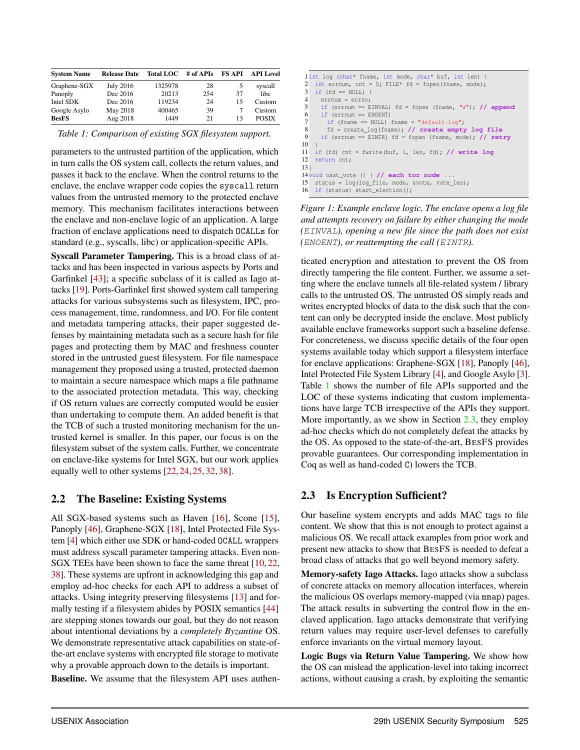| System Name | Release Date | Total LOC | # of APIs | FS API | API Level |
|---|---|---|---|---|---|
| Graphene-SGX | July 2016 | 1325978 | 28 | 5 | syscall |
| Panoply | Dec 2016 | 20213 | 254 | 37 | libc |
| Intel SDK | Dec 2016 | 119234 | 24 | 15 | Custom |
| Google Asylo | May 2018 | 400465 | 39 | 7 | Custom |
| **BesFS** | Aug 2018 | 1449 | 21 | 13 | POSIX |

*Table 1: Comparison of existing SGX filesystem support.*

parameters to the untrusted partition of the application, which in turn calls the OS system call, collects the return values, and passes it back to the enclave. When the control returns to the enclave, the enclave wrapper code copies the `syscall` return values from the untrusted memory to the protected enclave memory. This mechanism facilitates interactions between the enclave and non-enclave logic of an application. A large fraction of enclave applications need to dispatch OCALLs for standard (e.g., syscalls, libc) or application-specific APIs.

**Syscall Parameter Tampering.** This is a broad class of attacks and has been inspected in various aspects by Ports and Garfinkel [43]; a specific subclass of it is called as Iago attacks [19]. Ports-Garfinkel first showed system call tampering attacks for various subsystems such as filesystem, IPC, process management, time, randomness, and I/O. For file content and metadata tampering attacks, their paper suggested defenses by maintaining metadata such as a secure hash for file pages and protecting them by MAC and freshness counter stored in the untrusted guest filesystem. For file namespace management they proposed using a trusted, protected daemon to maintain a secure namespace which maps a file pathname to the associated protection metadata. This way, checking if OS return values are correctly computed would be easier than undertaking to compute them. An added benefit is that the TCB of such a trusted monitoring mechanism for the untrusted kernel is smaller. In this paper, our focus is on the filesystem subset of the system calls. Further, we concentrate on enclave-like systems for Intel SGX, but our work applies equally well to other systems [22, 24, 25, 32, 38].

## 2.2 The Baseline: Existing Systems

All SGX-based systems such as Haven [16], Scone [15], Panoply [46], Graphene-SGX [18], Intel Protected File System [4] which either use SDK or hand-coded OCALL wrappers must address syscall parameter tampering attacks. Even non-SGX TEEs have been shown to face the same threat [10, 22, 38]. These systems are upfront in acknowledging this gap and employ ad-hoc checks for each API to address a subset of attacks. Using integrity preserving filesystems [13] and formally testing if a filesystem abides by POSIX semantics [44] are stepping stones towards our goal, but they do not reason about intentional deviations by a *completely Byzantine* OS. We demonstrate representative attack capabilities on state-of-the-art enclave systems with encrypted file storage to motivate why a provable approach down to the details is important.

**Baseline.** We assume that the filesystem API uses authenticated encryption and attestation to prevent the OS from directly tampering the file content. Further, we assume a setting where the enclave tunnels all file-related system / library calls to the untrusted OS. The untrusted OS simply reads and writes encrypted blocks of data to the disk such that the content can only be decrypted inside the enclave. Most publicly available enclave frameworks support such a baseline defense. For concreteness, we discuss specific details of the four open systems available today which support a filesystem interface for enclave applications: Graphene-SGX [18], Panoply [46], Intel Protected File System Library [4], and Google Asylo [3]. Table 1 shows the number of file APIs supported and the LOC of these systems indicating that custom implementations have large TCB irrespective of the APIs they support. More importantly, as we show in Section 2.3, they employ ad-hoc checks which do not completely defeat the attacks by the OS. As opposed to the state-of-the-art, BesFS provides provable guarantees. Our corresponding implementation in Coq as well as hand-coded C) lowers the TCB.

```
1  int log (char* fname, int mode, char* buf, int len) {
2    int errnum, cnt = 0; FILE* fd = fopen(fname, mode);
3    if (fd == NULL) {
4      errnum = errno;
5      if (errnum == EINVAL) fd = fopen (fname, "a"); // append
6      if (errnum == ENOENT)
7        if (fname == NULL) fname = "default.log";
8        fd = create_log(fname); // create empty log file
9      if (errnum == EINTR) fd = fopen (fname, mode); // retry
10   }
11   if (fd) cnt = fwrite(buf, 1, len, fd); // write log
12   return cnt;
13 }
14 void cast_vote () { // each tor node ...
15   status = log(log_file, mode, &vote, vote_len);
16   if (status) start_election();
```

*Figure 1: Example enclave logic. The enclave opens a log file and attempts recovery on failure by either changing the mode (EINVAL), opening a new file since the path does not exist (ENOENT), or reattempting the call (EINTR).*

## 2.3 Is Encryption Sufficient?

Our baseline system encrypts and adds MAC tags to file content. We show that this is not enough to protect against a malicious OS. We recall attack examples from prior work and present new attacks to show that BesFS is needed to defeat a broad class of attacks that go well beyond memory safety.

**Memory-safety Iago Attacks.** Iago attacks show a subclass of concrete attacks on memory allocation interfaces, wherein the malicious OS overlaps memory-mapped (via `mmap`) pages. The attack results in subverting the control flow in the enclaved application. Iago attacks demonstrate that verifying return values may require user-level defenses to carefully enforce invariants on the virtual memory layout.

**Logic Bugs via Return Value Tampering.** We show how the OS can mislead the application-level into taking incorrect actions, without causing a crash, by exploiting the semantic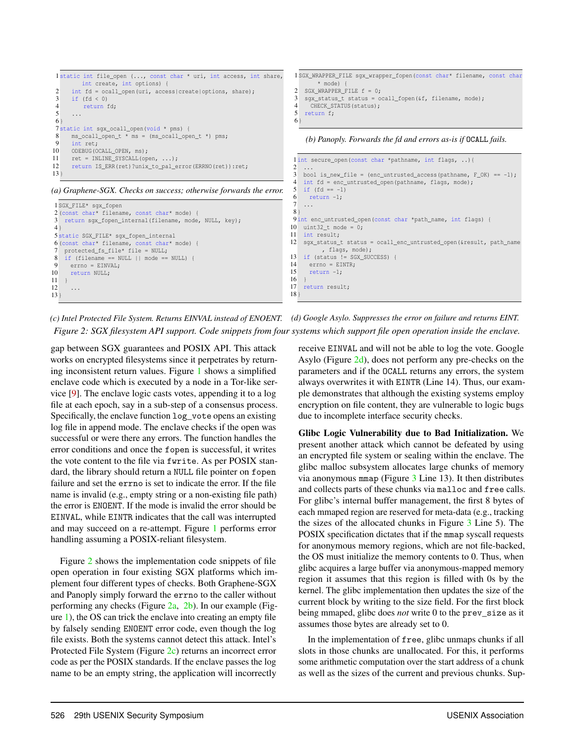```c
static int file_open (..., const char * uri, int access, int share,
        int create, int options) {
    int fd = ocall_open(uri, access|create|options, share);
    if (fd < 0)
        return fd;
    ...
}
static int sgx_ocall_open(void * pms) {
    ms_ocall_open_t * ms = (ms_ocall_open_t *) pms;
    int ret;
    ODEBUG(OCALL_OPEN, ms);
    ret = INLINE_SYSCALL(open, ...);
    return IS_ERR(ret)?unix_to_pal_error(ERRNO(ret)):ret;
}
```

*(a) Graphene-SGX. Checks on success; otherwise forwards the error.*

```c
SGX_WRAPPER_FILE sgx_wrapper_fopen(const char* filename, const char
    * mode) {
  SGX_WRAPPER_FILE f = 0;
  sgx_status_t status = ocall_fopen(&f, filename, mode);
    CHECK_STATUS(status);
  return f;
}
```

*(b) Panoply. Forwards the fd and errors as-is if OCALL fails.*

```c
SGX_FILE* sgx_fopen
(const char* filename, const char* mode) {
  return sgx_fopen_internal(filename, mode, NULL, key);
}
static SGX_FILE* sgx_fopen_internal
(const char* filename, const char* mode) {
  protected_fs_file* file = NULL;
  if (filename == NULL || mode == NULL) {
    errno = EINVAL;
    return NULL;
  }
  ...
}
```

*(c) Intel Protected File System. Returns EINVAL instead of ENOENT.*

```c
int secure_open(const char *pathname, int flags, ..){
  ...
  bool is_new_file = (enc_untrusted_access(pathname, F_OK) == -1);
  int fd = enc_untrusted_open(pathname, flags, mode);
  if (fd == -1)
    return -1;
  ...
}
int enc_untrusted_open(const char *path_name, int flags) {
  uint32_t mode = 0;
  int result;
  sgx_status_t status = ocall_enc_untrusted_open(&result, path_name
      , flags, mode);
  if (status != SGX_SUCCESS) {
    errno = EINTR;
    return -1;
  }
  return result;
}
```

*(d) Google Asylo. Suppresses the error on failure and returns EINT.*

*Figure 2: SGX filesystem API support. Code snippets from four systems which support file open operation inside the enclave.*

gap between SGX guarantees and POSIX API. This attack works on encrypted filesystems since it perpetrates by returning inconsistent return values. Figure 1 shows a simplified enclave code which is executed by a node in a Tor-like service [9]. The enclave logic casts votes, appending it to a log file at each epoch, say in a sub-step of a consensus process. Specifically, the enclave function `log_vote` opens an existing log file in append mode. The enclave checks if the open was successful or were there any errors. The function handles the error conditions and once the `fopen` is successful, it writes the vote content to the file via `fwrite`. As per POSIX standard, the library should return a `NULL` file pointer on `fopen` failure and set the `errno` is set to indicate the error. If the file name is invalid (e.g., empty string or a non-existing file path) the error is `ENOENT`. If the mode is invalid the error should be `EINVAL`, while `EINTR` indicates that the call was interrupted and may succeed on a re-attempt. Figure 1 performs error handling assuming a POSIX-reliant filesystem.

Figure 2 shows the implementation code snippets of file open operation in four existing SGX platforms which implement four different types of checks. Both Graphene-SGX and Panoply simply forward the `errno` to the caller without performing any checks (Figure 2a, 2b). In our example (Figure 1), the OS can trick the enclave into creating an empty file by falsely sending `ENOENT` error code, even though the log file exists. Both the systems cannot detect this attack. Intel's Protected File System (Figure 2c) returns an incorrect error code as per the POSIX standards. If the enclave passes the log name to be an empty string, the application will incorrectly receive `EINVAL` and will not be able to log the vote. Google Asylo (Figure 2d), does not perform any pre-checks on the parameters and if the `OCALL` returns any errors, the system always overwrites it with `EINTR` (Line 14). Thus, our example demonstrates that although the existing systems employ encryption on file content, they are vulnerable to logic bugs due to incomplete interface security checks.

**Glibc Logic Vulnerability due to Bad Initialization.** We present another attack which cannot be defeated by using an encrypted file system or sealing within the enclave. The glibc malloc subsystem allocates large chunks of memory via anonymous `mmap` (Figure 3 Line 13). It then distributes and collects parts of these chunks via `malloc` and `free` calls. For glibc's internal buffer management, the first 8 bytes of each mmaped region are reserved for meta-data (e.g., tracking the sizes of the allocated chunks in Figure 3 Line 5). The POSIX specification dictates that if the `mmap` syscall requests for anonymous memory regions, which are not file-backed, the OS must initialize the memory contents to 0. Thus, when glibc acquires a large buffer via anonymous-mapped memory region it assumes that this region is filled with 0s by the kernel. The glibc implementation then updates the size of the current block by writing to the size field. For the first block being mmaped, glibc does *not* write 0 to the `prev_size` as it assumes those bytes are already set to 0.

In the implementation of `free`, glibc unmaps chunks if all slots in those chunks are unallocated. For this, it performs some arithmetic computation over the start address of a chunk as well as the sizes of the current and previous chunks. Sup-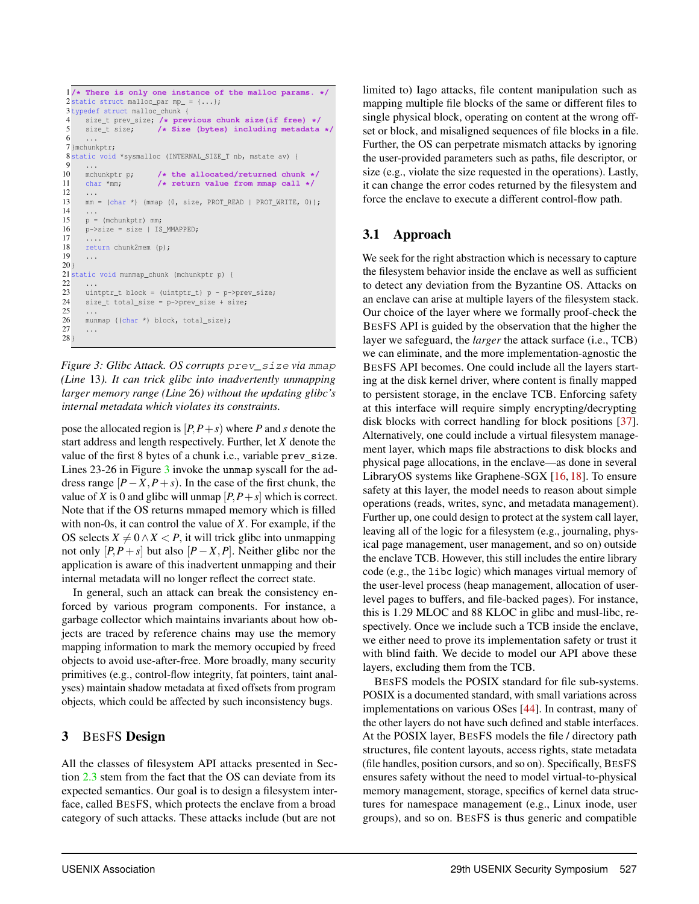```c
/* There is only one instance of the malloc params. */
static struct malloc_par mp_ = {...};
typedef struct malloc_chunk {
    size_t prev_size; /* previous chunk size(if free) */
    size_t size;      /* Size (bytes) including metadata */
    ...
}mchunkptr;
static void *sysmalloc (INTERNAL_SIZE_T nb, mstate av) {
    ...
    mchunkptr p;      /* the allocated/returned chunk */
    char *mm;         /* return value from mmap call */
    ...
    mm = (char *) (mmap (0, size, PROT_READ | PROT_WRITE, 0));
    ...
    p = (mchunkptr) mm;
    p->size = size | IS_MMAPPED;
    ....
    return chunk2mem (p);
    ...
}
static void munmap_chunk (mchunkptr p) {
    ...
    uintptr_t block = (uintptr_t) p - p->prev_size;
    size_t total_size = p->prev_size + size;
    ...
    munmap ((char *) block, total_size);
    ...
}
```

*Figure 3: Glibc Attack. OS corrupts `prev_size` via `mmap` (Line 13). It can trick glibc into inadvertently unmapping larger memory range (Line 26) without the updating glibc's internal metadata which violates its constraints.*

pose the allocated region is $[P, P+s)$ where $P$ and $s$ denote the start address and length respectively. Further, let $X$ denote the value of the first 8 bytes of a chunk i.e., variable `prev_size`. Lines 23-26 in Figure 3 invoke the `unmap` syscall for the address range $[P-X, P+s)$. In the case of the first chunk, the value of $X$ is 0 and glibc will unmap $[P, P+s]$ which is correct. Note that if the OS returns mmaped memory which is filled with non-0s, it can control the value of $X$. For example, if the OS selects $X \neq 0 \wedge X < P$, it will trick glibc into unmapping not only $[P, P+s]$ but also $[P-X, P]$. Neither glibc nor the application is aware of this inadvertent unmapping and their internal metadata will no longer reflect the correct state.

In general, such an attack can break the consistency enforced by various program components. For instance, a garbage collector which maintains invariants about how objects are traced by reference chains may use the memory mapping information to mark the memory occupied by freed objects to avoid use-after-free. More broadly, many security primitives (e.g., control-flow integrity, fat pointers, taint analyses) maintain shadow metadata at fixed offsets from program objects, which could be affected by such inconsistency bugs.

## 3 BesFS Design

All the classes of filesystem API attacks presented in Section 2.3 stem from the fact that the OS can deviate from its expected semantics. Our goal is to design a filesystem interface, called BesFS, which protects the enclave from a broad category of such attacks. These attacks include (but are not limited to) Iago attacks, file content manipulation such as mapping multiple file blocks of the same or different files to single physical block, operating on content at the wrong offset or block, and misaligned sequences of file blocks in a file. Further, the OS can perpetrate mismatch attacks by ignoring the user-provided parameters such as paths, file descriptor, or size (e.g., violate the size requested in the operations). Lastly, it can change the error codes returned by the filesystem and force the enclave to execute a different control-flow path.

### 3.1 Approach

We seek for the right abstraction which is necessary to capture the filesystem behavior inside the enclave as well as sufficient to detect any deviation from the Byzantine OS. Attacks on an enclave can arise at multiple layers of the filesystem stack. Our choice of the layer where we formally proof-check the BesFS API is guided by the observation that the higher the layer we safeguard, the *larger* the attack surface (i.e., TCB) we can eliminate, and the more implementation-agnostic the BesFS API becomes. One could include all the layers starting at the disk kernel driver, where content is finally mapped to persistent storage, in the enclave TCB. Enforcing safety at this interface will require simply encrypting/decrypting disk blocks with correct handling for block positions [37]. Alternatively, one could include a virtual filesystem management layer, which maps file abstractions to disk blocks and physical page allocations, in the enclave—as done in several LibraryOS systems like Graphene-SGX [16, 18]. To ensure safety at this layer, the model needs to reason about simple operations (reads, writes, sync, and metadata management). Further up, one could design to protect at the system call layer, leaving all of the logic for a filesystem (e.g., journaling, physical page management, user management, and so on) outside the enclave TCB. However, this still includes the entire library code (e.g., the `libc` logic) which manages virtual memory of the user-level process (heap management, allocation of user-level pages to buffers, and file-backed pages). For instance, this is 1.29 MLOC and 88 KLOC in glibc and musl-libc, respectively. Once we include such a TCB inside the enclave, we either need to prove its implementation safety or trust it with blind faith. We decide to model our API above these layers, excluding them from the TCB.

BesFS models the POSIX standard for file sub-systems. POSIX is a documented standard, with small variations across implementations on various OSes [44]. In contrast, many of the other layers do not have such defined and stable interfaces. At the POSIX layer, BesFS models the file / directory path structures, file content layouts, access rights, state metadata (file handles, position cursors, and so on). Specifically, BesFS ensures safety without the need to model virtual-to-physical memory management, storage, specifics of kernel data structures for namespace management (e.g., Linux inode, user groups), and so on. BesFS is thus generic and compatible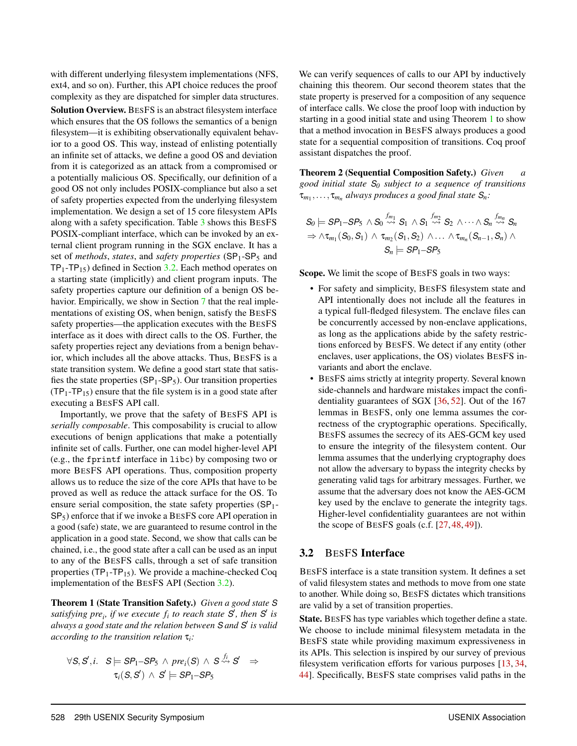with different underlying filesystem implementations (NFS, ext4, and so on). Further, this API choice reduces the proof complexity as they are dispatched for simpler data structures.

**Solution Overview.** BESFS is an abstract filesystem interface which ensures that the OS follows the semantics of a benign filesystem—it is exhibiting observationally equivalent behavior to a good OS. This way, instead of enlisting potentially an infinite set of attacks, we define a good OS and deviation from it is categorized as an attack from a compromised or a potentially malicious OS. Specifically, our definition of a good OS not only includes POSIX-compliance but also a set of safety properties expected from the underlying filesystem implementation. We design a set of 15 core filesystem APIs along with a safety specification. Table 3 shows this BESFS POSIX-compliant interface, which can be invoked by an external client program running in the SGX enclave. It has a set of *methods*, *states*, and *safety properties* ($\mathsf{SP}_1$-$\mathsf{SP}_5$ and $\mathsf{TP}_1$-$\mathsf{TP}_{15}$) defined in Section 3.2. Each method operates on a starting state (implicitly) and client program inputs. The safety properties capture our definition of a benign OS behavior. Empirically, we show in Section 7 that the real implementations of existing OS, when benign, satisfy the BESFS safety properties—the application executes with the BESFS interface as it does with direct calls to the OS. Further, the safety properties reject any deviations from a benign behavior, which includes all the above attacks. Thus, BESFS is a state transition system. We define a good start state that satisfies the state properties ($\mathsf{SP}_1$-$\mathsf{SP}_5$). Our transition properties ($\mathsf{TP}_1$-$\mathsf{TP}_{15}$) ensure that the file system is in a good state after executing a BESFS API call.

Importantly, we prove that the safety of BESFS API is *serially composable*. This composability is crucial to allow executions of benign applications that make a potentially infinite set of calls. Further, one can model higher-level API (e.g., the `fprintf` interface in `libc`) by composing two or more BESFS API operations. Thus, composition property allows us to reduce the size of the core APIs that have to be proved as well as reduce the attack surface for the OS. To ensure serial composition, the state safety properties ($\mathsf{SP}_1$-$\mathsf{SP}_5$) enforce that if we invoke a BESFS core API operation in a good (safe) state, we are guaranteed to resume control in the application in a good state. Second, we show that calls can be chained, i.e., the good state after a call can be used as an input to any of the BESFS calls, through a set of safe transition properties ($\mathsf{TP}_1$-$\mathsf{TP}_{15}$). We provide a machine-checked Coq implementation of the BESFS API (Section 3.2).

**Theorem 1 (State Transition Safety.)** *Given a good state $S$ satisfying $pre_i$, if we execute $f_i$ to reach state $S'$, then $S'$ is always a good state and the relation between $S$ and $S'$ is valid according to the transition relation $\tau_i$:*

$$\forall S, S', i. \quad S \models SP_1\text{–}SP_5 \wedge pre_i(S) \wedge S \overset{f_i}{\leadsto} S' \quad \Rightarrow \quad \tau_i(S, S') \wedge S' \models SP_1\text{–}SP_5$$

We can verify sequences of calls to our API by inductively chaining this theorem. Our second theorem states that the state property is preserved for a composition of any sequence of interface calls. We close the proof loop with induction by starting in a good initial state and using Theorem 1 to show that a method invocation in BESFS always produces a good state for a sequential composition of transitions. Coq proof assistant dispatches the proof.

**Theorem 2 (Sequential Composition Safety.)** *Given a good initial state $S_0$ subject to a sequence of transitions $\tau_{m_1}, \ldots, \tau_{m_n}$ always produces a good final state $S_n$:*

$$S_0 \models SP_1\text{–}SP_5 \wedge S_0 \overset{f_{m_1}}{\leadsto} S_1 \wedge S_1 \overset{f_{m_2}}{\leadsto} S_2 \wedge \cdots \wedge S_n \overset{f_{m_n}}{\leadsto} S_n \Rightarrow \wedge \tau_{m_1}(S_0, S_1) \wedge \tau_{m_2}(S_1, S_2) \wedge \ldots \wedge \tau_{m_n}(S_{n-1}, S_n) \wedge S_n \models SP_1\text{–}SP_5$$

**Scope.** We limit the scope of BESFS goals in two ways:

- For safety and simplicity, BESFS filesystem state and API intentionally does not include all the features in a typical full-fledged filesystem. The enclave files can be concurrently accessed by non-enclave applications, as long as the applications abide by the safety restrictions enforced by BESFS. We detect if any entity (other enclaves, user applications, the OS) violates BESFS invariants and abort the enclave.
- BESFS aims strictly at integrity property. Several known side-channels and hardware mistakes impact the confidentiality guarantees of SGX [36, 52]. Out of the 167 lemmas in BESFS, only one lemma assumes the correctness of the cryptographic operations. Specifically, BESFS assumes the secrecy of its AES-GCM key used to ensure the integrity of the filesystem content. Our lemma assumes that the underlying cryptography does not allow the adversary to bypass the integrity checks by generating valid tags for arbitrary messages. Further, we assume that the adversary does not know the AES-GCM key used by the enclave to generate the integrity tags. Higher-level confidentiality guarantees are not within the scope of BESFS goals (c.f. [27, 48, 49]).

## 3.2 BESFS Interface

BESFS interface is a state transition system. It defines a set of valid filesystem states and methods to move from one state to another. While doing so, BESFS dictates which transitions are valid by a set of transition properties.

**State.** BESFS has type variables which together define a state. We choose to include minimal filesystem metadata in the BESFS state while providing maximum expressiveness in its APIs. This selection is inspired by our survey of previous filesystem verification efforts for various purposes [13, 34, 44]. Specifically, BESFS state comprises valid paths in the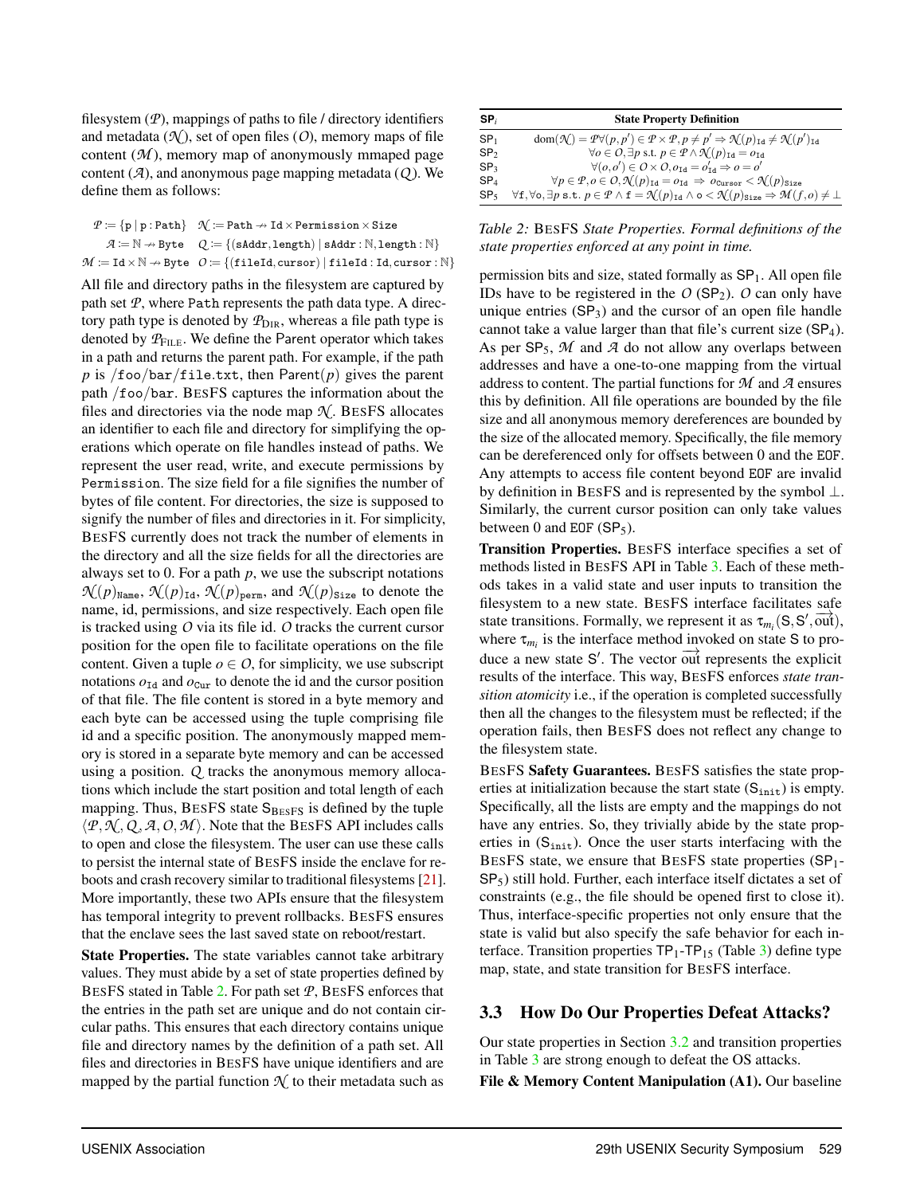filesystem ($\mathcal{P}$), mappings of paths to file / directory identifiers and metadata ($\mathcal{N}$), set of open files ($\mathcal{O}$), memory maps of file content ($\mathcal{M}$), memory map of anonymously mmaped page content ($\mathcal{A}$), and anonymous page mapping metadata ($\mathcal{Q}$). We define them as follows:

$$\mathcal{P} := \{\texttt{p} \mid \texttt{p}:\texttt{Path}\} \quad \mathcal{N} := \texttt{Path} \nrightarrow \texttt{Id} \times \texttt{Permission} \times \texttt{Size}$$
$$\mathcal{A} := \mathbb{N} \nrightarrow \texttt{Byte} \quad \mathcal{Q} := \{(\texttt{sAddr}, \texttt{length}) \mid \texttt{sAddr}:\mathbb{N}, \texttt{length}:\mathbb{N}\}$$
$$\mathcal{M} := \texttt{Id} \times \mathbb{N} \nrightarrow \texttt{Byte} \quad \mathcal{O} := \{(\texttt{fileId}, \texttt{cursor}) \mid \texttt{fileId}:\texttt{Id}, \texttt{cursor}:\mathbb{N}\}$$

All file and directory paths in the filesystem are captured by path set $\mathcal{P}$, where Path represents the path data type. A directory path type is denoted by $\mathcal{P}_{\text{DIR}}$, whereas a file path type is denoted by $\mathcal{P}_{\text{FILE}}$. We define the Parent operator which takes in a path and returns the parent path. For example, if the path $p$ is /foo/bar/file.txt, then Parent($p$) gives the parent path /foo/bar. BESFS captures the information about the files and directories via the node map $\mathcal{N}$. BESFS allocates an identifier to each file and directory for simplifying the operations which operate on file handles instead of paths. We represent the user read, write, and execute permissions by Permission. The size field for a file signifies the number of bytes of file content. For directories, the size is supposed to signify the number of files and directories in it. For simplicity, BESFS currently does not track the number of elements in the directory and all the size fields for all the directories are always set to 0. For a path $p$, we use the subscript notations $\mathcal{N}(p)_{\texttt{Name}}$, $\mathcal{N}(p)_{\texttt{Id}}$, $\mathcal{N}(p)_{\texttt{perm}}$, and $\mathcal{N}(p)_{\texttt{Size}}$ to denote the name, id, permissions, and size respectively. Each open file is tracked using $\mathcal{O}$ via its file id. $\mathcal{O}$ tracks the current cursor position for the open file to facilitate operations on the file content. Given a tuple $o \in \mathcal{O}$, for simplicity, we use subscript notations $o_{\texttt{Id}}$ and $o_{\texttt{Cur}}$ to denote the id and the cursor position of that file. The file content is stored in a byte memory and each byte can be accessed using the tuple comprising file id and a specific position. The anonymously mapped memory is stored in a separate byte memory and can be accessed using a position. $\mathcal{Q}$ tracks the anonymous memory allocations which include the start position and total length of each mapping. Thus, BESFS state $\mathsf{S}_{\text{BESFS}}$ is defined by the tuple $\langle \mathcal{P}, \mathcal{N}, \mathcal{Q}, \mathcal{A}, \mathcal{O}, \mathcal{M} \rangle$. Note that the BESFS API includes calls to open and close the filesystem. The user can use these calls to persist the internal state of BESFS inside the enclave for reboots and crash recovery similar to traditional filesystems [21]. More importantly, these two APIs ensure that the filesystem has temporal integrity to prevent rollbacks. BESFS ensures that the enclave sees the last saved state on reboot/restart.

**State Properties.** The state variables cannot take arbitrary values. They must abide by a set of state properties defined by BESFS stated in Table 2. For path set $\mathcal{P}$, BESFS enforces that the entries in the path set are unique and do not contain circular paths. This ensures that each directory contains unique file and directory names by the definition of a path set. All files and directories in BESFS have unique identifiers and are mapped by the partial function $\mathcal{N}$ to their metadata such as permission bits and size, stated formally as $\mathsf{SP}_1$. All open file IDs have to be registered in the $\mathcal{O}$ ($\mathsf{SP}_2$). $\mathcal{O}$ can only have unique entries ($\mathsf{SP}_3$) and the cursor of an open file handle cannot take a value larger than that file's current size ($\mathsf{SP}_4$). As per $\mathsf{SP}_5$, $\mathcal{M}$ and $\mathcal{A}$ do not allow any overlaps between addresses and have a one-to-one mapping from the virtual address to content. The partial functions for $\mathcal{M}$ and $\mathcal{A}$ ensures this by definition. All file operations are bounded by the file size and all anonymous memory dereferences are bounded by the size of the allocated memory. Specifically, the file memory can be dereferenced only for offsets between 0 and the EOF. Any attempts to access file content beyond EOF are invalid by definition in BESFS and is represented by the symbol $\perp$. Similarly, the current cursor position can only take values between 0 and EOF ($\mathsf{SP}_5$).

| $\mathsf{SP}_i$ | State Property Definition |
|---|---|
| $\mathsf{SP}_1$ | $\text{dom}(\mathcal{N}) = \mathcal{P} \forall (p,p') \in \mathcal{P} \times \mathcal{P}, p \neq p' \Rightarrow \mathcal{N}(p)_{\texttt{Id}} \neq \mathcal{N}(p')_{\texttt{Id}}$ |
| $\mathsf{SP}_2$ | $\forall o \in \mathcal{O}, \exists p \text{ s.t. } p \in \mathcal{P} \wedge \mathcal{N}(p)_{\texttt{Id}} = o_{\texttt{Id}}$ |
| $\mathsf{SP}_3$ | $\forall (o,o') \in \mathcal{O} \times \mathcal{O}, o_{\texttt{Id}} = o'_{\texttt{Id}} \Rightarrow o = o'$ |
| $\mathsf{SP}_4$ | $\forall p \in \mathcal{P}, o \in \mathcal{O}, \mathcal{N}(p)_{\texttt{Id}} = o_{\texttt{Id}} \Rightarrow o_{\texttt{Cursor}} < \mathcal{N}(p)_{\texttt{Size}}$ |
| $\mathsf{SP}_5$ | $\forall \texttt{f}, \forall \texttt{o}, \exists p \text{ s.t. } p \in \mathcal{P} \wedge \texttt{f} = \mathcal{N}(p)_{\texttt{Id}} \wedge \texttt{o} < \mathcal{N}(p)_{\texttt{Size}} \Rightarrow \mathcal{M}(f,o) \neq \perp$ |

*Table 2: BESFS State Properties. Formal definitions of the state properties enforced at any point in time.*

**Transition Properties.** BESFS interface specifies a set of methods listed in BESFS API in Table 3. Each of these methods takes in a valid state and user inputs to transition the filesystem to a new state. BESFS interface facilitates safe state transitions. Formally, we represent it as $\tau_{m_i}(\mathsf{S}, \mathsf{S}', \overrightarrow{\text{out}})$, where $\tau_{m_i}$ is the interface method invoked on state $\mathsf{S}$ to produce a new state $\mathsf{S}'$. The vector $\overrightarrow{\text{out}}$ represents the explicit results of the interface. This way, BESFS enforces *state transition atomicity* i.e., if the operation is completed successfully then all the changes to the filesystem must be reflected; if the operation fails, then BESFS does not reflect any change to the filesystem state.

BESFS **Safety Guarantees.** BESFS satisfies the state properties at initialization because the start state ($\mathsf{S}_{\texttt{init}}$) is empty. Specifically, all the lists are empty and the mappings do not have any entries. So, they trivially abide by the state properties in ($\mathsf{S}_{\texttt{init}}$). Once the user starts interfacing with the BESFS state, we ensure that BESFS state properties ($\mathsf{SP}_1$-$\mathsf{SP}_5$) still hold. Further, each interface itself dictates a set of constraints (e.g., the file should be opened first to close it). Thus, interface-specific properties not only ensure that the state is valid but also specify the safe behavior for each interface. Transition properties $\mathsf{TP}_1$-$\mathsf{TP}_{15}$ (Table 3) define type map, state, and state transition for BESFS interface.

## 3.3 How Do Our Properties Defeat Attacks?

Our state properties in Section 3.2 and transition properties in Table 3 are strong enough to defeat the OS attacks.

**File & Memory Content Manipulation (A1).** Our baseline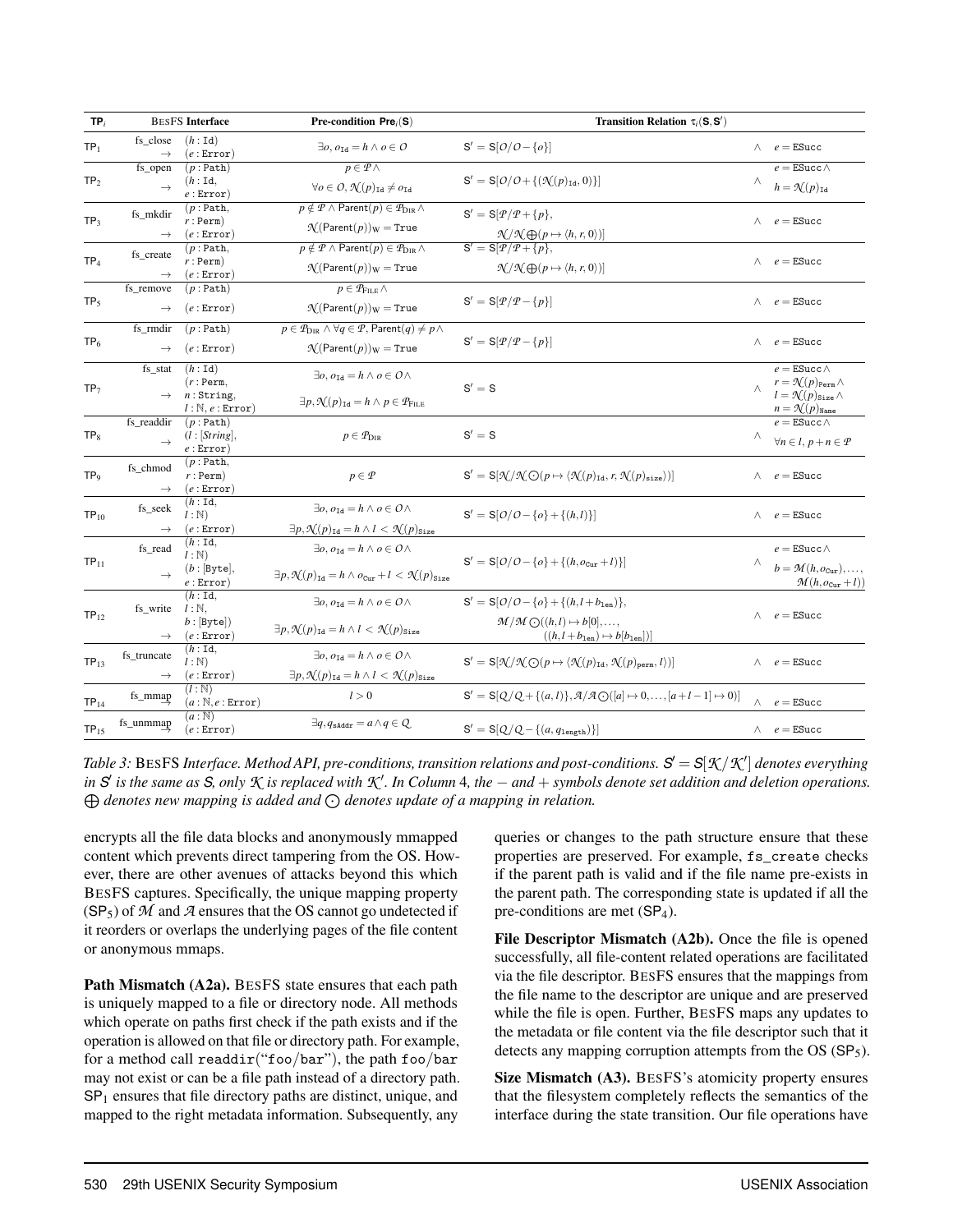| $\mathsf{TP}_i$ | BesFS Interface | | Pre-condition $\mathsf{Pre}_i(\mathsf{S})$ | Transition Relation $\tau_i(\mathsf{S},\mathsf{S}')$ | | |
|---|---|---|---|---|---|---|
| $\mathsf{TP}_1$ | fs_close $\rightarrow$ | $(h:\mathtt{Id})$ $(e:\mathtt{Error})$ | $\exists o, o_{\mathtt{Id}} = h \wedge o \in \mathcal{O}$ | $\mathsf{S}' = \mathsf{S}[\mathcal{O}/\mathcal{O}-\{o\}]$ | $\wedge$ | $e = \mathtt{ESucc}$ |
| $\mathsf{TP}_2$ | fs_open $\rightarrow$ | $(p:\mathtt{Path})$ $(h:\mathtt{Id},$ $e:\mathtt{Error})$ | $p \in \mathcal{P} \wedge$ $\forall o \in \mathcal{O}, \mathcal{N}(p)_{\mathtt{Id}} \neq o_{\mathtt{Id}}$ | $\mathsf{S}' = \mathsf{S}[\mathcal{O}/\mathcal{O}+\{(\mathcal{N}(p)_{\mathtt{Id}}, 0)\}]$ | $\wedge$ | $e = \mathtt{ESucc} \wedge$ $h = \mathcal{N}(p)_{\mathtt{Id}}$ |
| $\mathsf{TP}_3$ | fs_mkdir $\rightarrow$ | $(p:\mathtt{Path},$ $r:\mathtt{Perm})$ $(e:\mathtt{Error})$ | $p \notin \mathcal{P} \wedge \mathsf{Parent}(p) \in \mathcal{P}_{\mathrm{DIR}} \wedge$ $\mathcal{N}(\mathsf{Parent}(p))_{\mathtt{W}} = \mathtt{True}$ | $\mathsf{S}' = \mathsf{S}[\mathcal{P}/\mathcal{P}+\{p\},$ $\mathcal{N}/\mathcal{N} \bigoplus (p \mapsto \langle h, r, 0 \rangle)]$ | $\wedge$ | $e = \mathtt{ESucc}$ |
| $\mathsf{TP}_4$ | fs_create $\rightarrow$ | $(p:\mathtt{Path},$ $r:\mathtt{Perm})$ $(e:\mathtt{Error})$ | $p \notin \mathcal{P} \wedge \mathsf{Parent}(p) \in \mathcal{P}_{\mathrm{DIR}} \wedge$ $\mathcal{N}(\mathsf{Parent}(p))_{\mathtt{W}} = \mathtt{True}$ | $\mathsf{S}' = \mathsf{S}[\mathcal{P}/\mathcal{P}+\{p\},$ $\mathcal{N}/\mathcal{N} \bigoplus (p \mapsto \langle h, r, 0 \rangle)]$ | $\wedge$ | $e = \mathtt{ESucc}$ |
| $\mathsf{TP}_5$ | fs_remove $\rightarrow$ | $(p:\mathtt{Path})$ $(e:\mathtt{Error})$ | $p \in \mathcal{P}_{\mathrm{FILE}} \wedge$ $\mathcal{N}(\mathsf{Parent}(p))_{\mathtt{W}} = \mathtt{True}$ | $\mathsf{S}' = \mathsf{S}[\mathcal{P}/\mathcal{P}-\{p\}]$ | $\wedge$ | $e = \mathtt{ESucc}$ |
| $\mathsf{TP}_6$ | fs_rmdir $\rightarrow$ | $(p:\mathtt{Path})$ $(e:\mathtt{Error})$ | $p \in \mathcal{P}_{\mathrm{DIR}} \wedge \forall q \in \mathcal{P}, \mathsf{Parent}(q) \neq p \wedge$ $\mathcal{N}(\mathsf{Parent}(p))_{\mathtt{W}} = \mathtt{True}$ | $\mathsf{S}' = \mathsf{S}[\mathcal{P}/\mathcal{P}-\{p\}]$ | $\wedge$ | $e = \mathtt{ESucc}$ |
| $\mathsf{TP}_7$ | fs_stat $\rightarrow$ | $(h:\mathtt{Id})$ $(r:\mathtt{Perm},$ $n:\mathtt{String},$ $l:\mathbb{N}, e:\mathtt{Error})$ | $\exists o, o_{\mathtt{Id}} = h \wedge o \in \mathcal{O} \wedge$ $\exists p, \mathcal{N}(p)_{\mathtt{Id}} = h \wedge p \in \mathcal{P}_{\mathrm{FILE}}$ | $\mathsf{S}' = \mathsf{S}$ | $\wedge$ | $e = \mathtt{ESucc} \wedge$ $r = \mathcal{N}(p)_{\mathtt{Perm}} \wedge$ $l = \mathcal{N}(p)_{\mathtt{Size}} \wedge$ $n = \mathcal{N}(p)_{\mathtt{Name}}$ |
| $\mathsf{TP}_8$ | fs_readdir $\rightarrow$ | $(p:\mathtt{Path})$ $(l:[String],$ $e:\mathtt{Error})$ | $p \in \mathcal{P}_{\mathrm{DIR}}$ | $\mathsf{S}' = \mathsf{S}$ | $\wedge$ | $e = \mathtt{ESucc} \wedge$ $\forall n \in l, p+n \in \mathcal{P}$ |
| $\mathsf{TP}_9$ | fs_chmod $\rightarrow$ | $(p:\mathtt{Path},$ $r:\mathtt{Perm})$ $(e:\mathtt{Error})$ | $p \in \mathcal{P}$ | $\mathsf{S}' = \mathsf{S}[\mathcal{N}/\mathcal{N} \bigodot (p \mapsto \langle \mathcal{N}(p)_{\mathtt{Id}}, r, \mathcal{N}(p)_{\mathtt{size}} \rangle)]$ | $\wedge$ | $e = \mathtt{ESucc}$ |
| $\mathsf{TP}_{10}$ | fs_seek $\rightarrow$ | $(h:\mathtt{Id},$ $l:\mathbb{N})$ $(e:\mathtt{Error})$ | $\exists o, o_{\mathtt{Id}} = h \wedge o \in \mathcal{O} \wedge$ $\exists p, \mathcal{N}(p)_{\mathtt{Id}} = h \wedge l < \mathcal{N}(p)_{\mathtt{Size}}$ | $\mathsf{S}' = \mathsf{S}[\mathcal{O}/\mathcal{O}-\{o\}+\{(h,l)\}]$ | $\wedge$ | $e = \mathtt{ESucc}$ |
| $\mathsf{TP}_{11}$ | fs_read $\rightarrow$ | $(h:\mathtt{Id},$ $l:\mathbb{N})$ $(b:[\mathtt{Byte}],$ $e:\mathtt{Error})$ | $\exists o, o_{\mathtt{Id}} = h \wedge o \in \mathcal{O} \wedge$ $\exists p, \mathcal{N}(p)_{\mathtt{Id}} = h \wedge o_{\mathtt{Cur}} + l < \mathcal{N}(p)_{\mathtt{Size}}$ | $\mathsf{S}' = \mathsf{S}[\mathcal{O}/\mathcal{O}-\{o\}+\{(h, o_{\mathtt{Cur}}+l)\}]$ | $\wedge$ | $e = \mathtt{ESucc} \wedge$ $b = \mathcal{M}(h, o_{\mathtt{Cur}}), \ldots,$ $\mathcal{M}(h, o_{\mathtt{Cur}}+l))$ |
| $\mathsf{TP}_{12}$ | fs_write $\rightarrow$ | $(h:\mathtt{Id},$ $l:\mathbb{N},$ $b:[\mathtt{Byte}])$ $(e:\mathtt{Error})$ | $\exists o, o_{\mathtt{Id}} = h \wedge o \in \mathcal{O} \wedge$ $\exists p, \mathcal{N}(p)_{\mathtt{Id}} = h \wedge l < \mathcal{N}(p)_{\mathtt{Size}}$ | $\mathsf{S}' = \mathsf{S}[\mathcal{O}/\mathcal{O}-\{o\}+\{(h, l+b_{\mathtt{len}})\},$ $\mathcal{M}/\mathcal{M} \bigodot ((h,l) \mapsto b[0], \ldots,$ $((h, l+b_{\mathtt{len}}) \mapsto b[b_{\mathtt{len}}])]$ | $\wedge$ | $e = \mathtt{ESucc}$ |
| $\mathsf{TP}_{13}$ | fs_truncate $\rightarrow$ | $(h:\mathtt{Id},$ $l:\mathbb{N})$ $(e:\mathtt{Error})$ | $\exists o, o_{\mathtt{Id}} = h \wedge o \in \mathcal{O} \wedge$ $\exists p, \mathcal{N}(p)_{\mathtt{Id}} = h \wedge l < \mathcal{N}(p)_{\mathtt{Size}}$ | $\mathsf{S}' = \mathsf{S}[\mathcal{N}/\mathcal{N} \bigodot (p \mapsto \langle \mathcal{N}(p)_{\mathtt{Id}}, \mathcal{N}(p)_{\mathtt{perm}}, l \rangle)]$ | $\wedge$ | $e = \mathtt{ESucc}$ |
| $\mathsf{TP}_{14}$ | fs_mmap $\rightarrow$ | $(l:\mathbb{N})$ $(a:\mathbb{N}, e:\mathtt{Error})$ | $l > 0$ | $\mathsf{S}' = \mathsf{S}[\mathcal{Q}/\mathcal{Q}+\{(a,l)\}, \mathcal{A}/\mathcal{A} \bigodot ([a] \mapsto 0, \ldots, [a+l-1] \mapsto 0)]$ | $\wedge$ | $e = \mathtt{ESucc}$ |
| $\mathsf{TP}_{15}$ | fs_unmmap $\rightarrow$ | $(a:\mathbb{N})$ $(e:\mathtt{Error})$ | $\exists q, q_{\mathtt{sAddr}} = a \wedge q \in \mathcal{Q}$ | $\mathsf{S}' = \mathsf{S}[\mathcal{Q}/\mathcal{Q}-\{(a, q_{\mathtt{length}})\}]$ | $\wedge$ | $e = \mathtt{ESucc}$ |

*Table 3: BesFS Interface. Method API, pre-conditions, transition relations and post-conditions. $\mathsf{S}' = \mathsf{S}[\mathcal{K}/\mathcal{K}']$ denotes everything in $\mathsf{S}'$ is the same as $\mathsf{S}$, only $\mathcal{K}$ is replaced with $\mathcal{K}'$. In Column 4, the $-$ and $+$ symbols denote set addition and deletion operations. $\bigoplus$ denotes new mapping is added and $\bigodot$ denotes update of a mapping in relation.*

encrypts all the file data blocks and anonymously mmapped content which prevents direct tampering from the OS. However, there are other avenues of attacks beyond this which BesFS captures. Specifically, the unique mapping property ($\mathsf{SP}_5$) of $\mathcal{M}$ and $\mathcal{A}$ ensures that the OS cannot go undetected if it reorders or overlaps the underlying pages of the file content or anonymous mmaps.

**Path Mismatch (A2a).** BesFS state ensures that each path is uniquely mapped to a file or directory node. All methods which operate on paths first check if the path exists and if the operation is allowed on that file or directory path. For example, for a method call readdir("foo/bar"), the path foo/bar may not exist or can be a file path instead of a directory path. $\mathsf{SP}_1$ ensures that file directory paths are distinct, unique, and mapped to the right metadata information. Subsequently, any queries or changes to the path structure ensure that these properties are preserved. For example, `fs_create` checks if the parent path is valid and if the file name pre-exists in the parent path. The corresponding state is updated if all the pre-conditions are met ($\mathsf{SP}_4$).

**File Descriptor Mismatch (A2b).** Once the file is opened successfully, all file-content related operations are facilitated via the file descriptor. BesFS ensures that the mappings from the file name to the descriptor are unique and are preserved while the file is open. Further, BesFS maps any updates to the metadata or file content via the file descriptor such that it detects any mapping corruption attempts from the OS ($\mathsf{SP}_5$).

**Size Mismatch (A3).** BesFS's atomicity property ensures that the filesystem completely reflects the semantics of the interface during the state transition. Our file operations have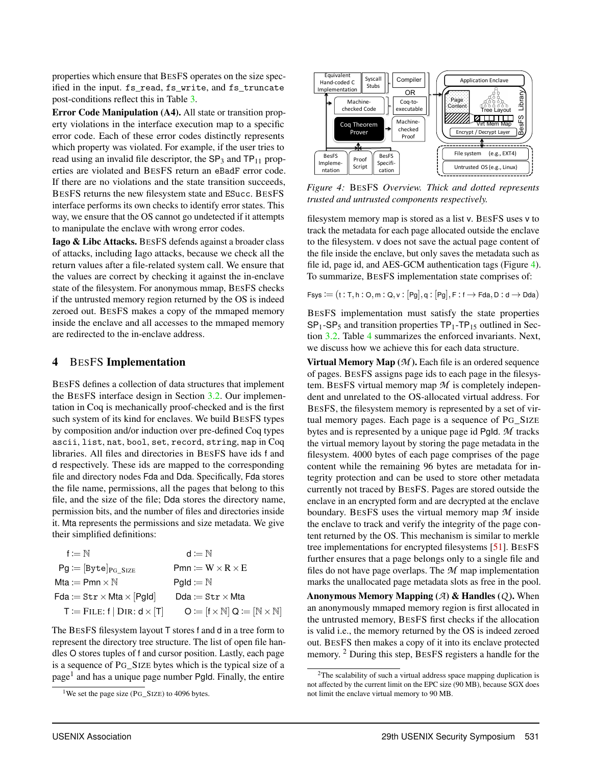properties which ensure that BesFS operates on the size specified in the input. `fs_read`, `fs_write`, and `fs_truncate` post-conditions reflect this in Table 3.

**Error Code Manipulation (A4).** All state or transition property violations in the interface execution map to a specific error code. Each of these error codes distinctly represents which property was violated. For example, if the user tries to read using an invalid file descriptor, the $SP_3$ and $TP_{11}$ properties are violated and BesFS return an eBadF error code. If there are no violations and the state transition succeeds, BesFS returns the new filesystem state and ESucc. BesFS interface performs its own checks to identify error states. This way, we ensure that the OS cannot go undetected if it attempts to manipulate the enclave with wrong error codes.

**Iago & Libc Attacks.** BesFS defends against a broader class of attacks, including Iago attacks, because we check all the return values after a file-related system call. We ensure that the values are correct by checking it against the in-enclave state of the filesystem. For anonymous mmap, BesFS checks if the untrusted memory region returned by the OS is indeed zeroed out. BesFS makes a copy of the mmaped memory inside the enclave and all accesses to the mmaped memory are redirected to the in-enclave address.

## 4 BesFS Implementation

BesFS defines a collection of data structures that implement the BesFS interface design in Section 3.2. Our implementation in Coq is mechanically proof-checked and is the first such system of its kind for enclaves. We build BesFS types by composition and/or induction over pre-defined Coq types `ascii`, `list`, `nat`, `bool`, `set`, `record`, `string`, `map` in Coq libraries. All files and directories in BesFS have ids f and d respectively. These ids are mapped to the corresponding file and directory nodes Fda and Dda. Specifically, Fda stores the file name, permissions, all the pages that belong to this file, and the size of the file; Dda stores the directory name, permission bits, and the number of files and directories inside it. Mta represents the permissions and size metadata. We give their simplified definitions:

$$\mathsf{f} := \mathbb{N} \qquad \mathsf{d} := \mathbb{N}$$
$$\mathsf{Pg} := [\mathtt{Byte}]_{\text{PG\_SIZE}} \qquad \mathsf{Pmn} := \mathrm{W} \times \mathrm{R} \times \mathrm{E}$$
$$\mathsf{Mta} := \mathsf{Pmn} \times \mathbb{N} \qquad \mathsf{PgId} := \mathbb{N}$$
$$\mathsf{Fda} := \mathtt{Str} \times \mathsf{Mta} \times [\mathsf{PgId}] \qquad \mathsf{Dda} := \mathtt{Str} \times \mathsf{Mta}$$
$$\mathsf{T} := \textsc{File}\!: \mathsf{f} \mid \textsc{Dir}\!: \mathsf{d} \times [\mathsf{T}] \qquad \mathsf{O} := [\mathsf{f} \times \mathbb{N}]\ \mathsf{Q} := [\mathbb{N} \times \mathbb{N}]$$

The BesFS filesystem layout T stores f and d in a tree form to represent the directory tree structure. The list of open file handles O stores tuples of f and cursor position. Lastly, each page is a sequence of PG_SIZE bytes which is the typical size of a page[1] and has a unique page number PgId. Finally, the entire filesystem memory map is stored as a list v. BesFS uses v to track the metadata for each page allocated outside the enclave to the filesystem. v does not save the actual page content of the file inside the enclave, but only saves the metadata such as file id, page id, and AES-GCM authentication tags (Figure 4). To summarize, BesFS implementation state comprises of:

$$\mathsf{Fsys} := \big(\mathsf{t}:\mathsf{T}, \mathsf{h}:\mathsf{O}, \mathsf{m}:\mathsf{Q}, \mathsf{v}:[\mathsf{Pg}], \mathsf{q}:[\mathsf{Pg}], \mathsf{F}:\mathsf{f}\rightarrow\mathsf{Fda}, \mathsf{D}:\mathsf{d}\rightarrow\mathsf{Dda}\big)$$

Figure 4: BesFS Overview. Thick and dotted represents trusted and untrusted components respectively.

BesFS implementation must satisfy the state properties $SP_1$-$SP_5$ and transition properties $TP_1$-$TP_{15}$ outlined in Section 3.2. Table 4 summarizes the enforced invariants. Next, we discuss how we achieve this for each data structure.

**Virtual Memory Map ($\mathcal{M}$).** Each file is an ordered sequence of pages. BesFS assigns page ids to each page in the filesystem. BesFS virtual memory map $\mathcal{M}$ is completely independent and unrelated to the OS-allocated virtual address. For BesFS, the filesystem memory is represented by a set of virtual memory pages. Each page is a sequence of PG_SIZE bytes and is represented by a unique page id PgId. $\mathcal{M}$ tracks the virtual memory layout by storing the page metadata in the filesystem. 4000 bytes of each page comprises of the page content while the remaining 96 bytes are metadata for integrity protection and can be used to store other metadata currently not traced by BesFS. Pages are stored outside the enclave in an encrypted form and are decrypted at the enclave boundary. BesFS uses the virtual memory map $\mathcal{M}$ inside the enclave to track and verify the integrity of the page content returned by the OS. This mechanism is similar to merkle tree implementations for encrypted filesystems [51]. BesFS further ensures that a page belongs only to a single file and files do not have page overlaps. The $\mathcal{M}$ map implementation marks the unallocated page metadata slots as free in the pool.

**Anonymous Memory Mapping ($\mathcal{A}$) & Handles ($Q$).** When an anonymously mmaped memory region is first allocated in the untrusted memory, BesFS first checks if the allocation is valid i.e., the memory returned by the OS is indeed zeroed out. BesFS then makes a copy of it into its enclave protected memory.[2] During this step, BesFS registers a handle for the

[1] We set the page size (PG_SIZE) to 4096 bytes.

[2] The scalability of such a virtual address space mapping duplication is not affected by the current limit on the EPC size (90 MB), because SGX does not limit the enclave virtual memory to 90 MB.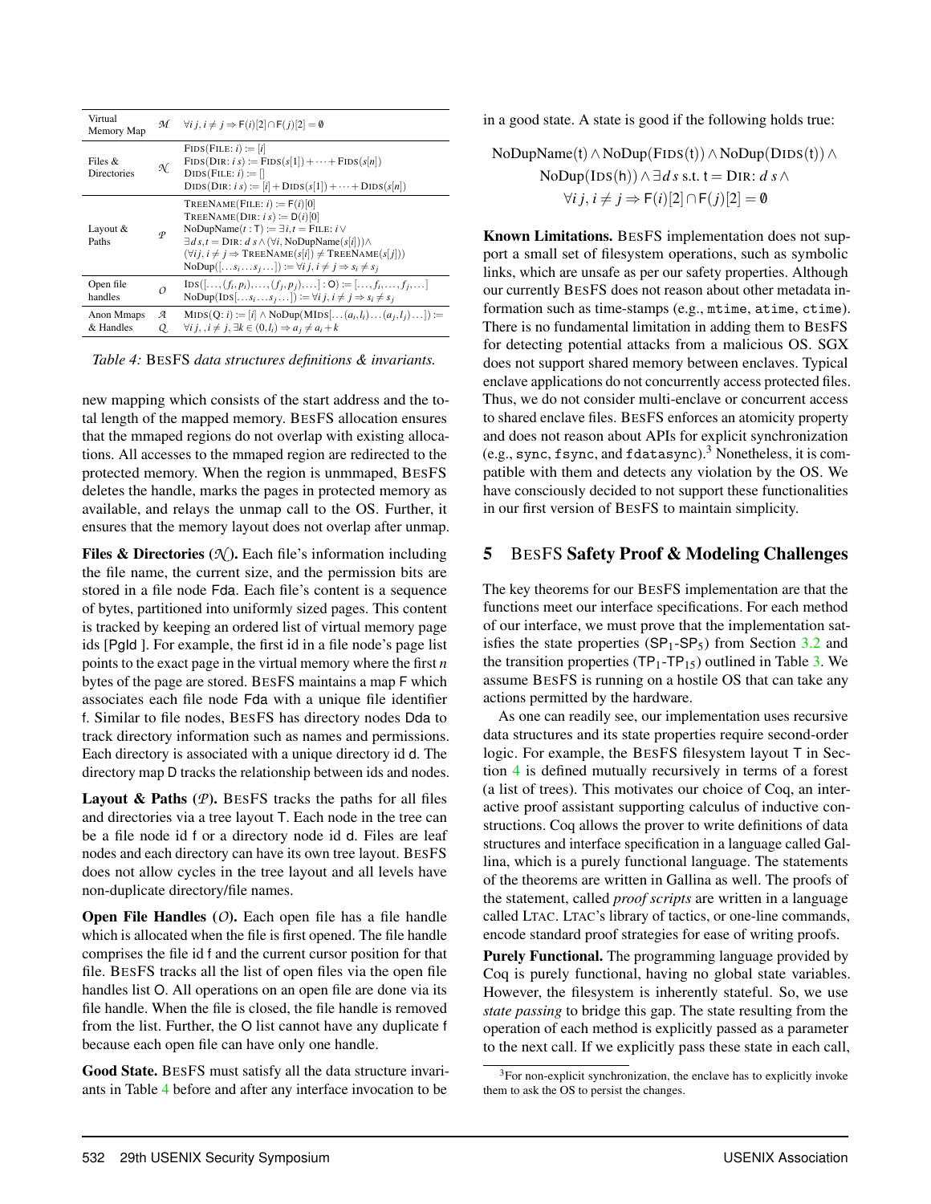| Virtual Memory Map | $\mathcal{M}$ | $\forall i\,j, i \neq j \Rightarrow \mathsf{F}(i)[2] \cap \mathsf{F}(j)[2] = \emptyset$ |
|---|---|---|
| Files & Directories | $\mathcal{N}$ | $\text{FIDS}(\text{FILE}: i) := [i]$ <br> $\text{FIDS}(\text{DIR}: i\,s) := \text{FIDS}(s[1]) + \cdots + \text{FIDS}(s[n])$ <br> $\text{DIDS}(\text{FILE}: i) := []$ <br> $\text{DIDS}(\text{DIR}: i\,s) := [i] + \text{DIDS}(s[1]) + \cdots + \text{DIDS}(s[n])$ |
| Layout & Paths | $\mathcal{P}$ | $\text{TREENAME}(\text{FILE}: i) := \mathsf{F}(i)[0]$ <br> $\text{TREENAME}(\text{DIR}: i\,s) := \mathsf{D}(i)[0]$ <br> $\text{NoDupName}(t : \mathsf{T}) := \exists i, t = \text{FILE}: i \vee$ <br> $\exists d\,s, t = \text{DIR}: d\,s \wedge (\forall i, \text{NoDupName}(s[i])) \wedge$ <br> $(\forall i\,j, i \neq j \Rightarrow \text{TREENAME}(s[i]) \neq \text{TREENAME}(s[j]))$ <br> $\text{NoDup}([\ldots s_i \ldots s_j \ldots]) := \forall i\,j, i \neq j \Rightarrow s_i \neq s_j$ |
| Open file handles | $\mathcal{O}$ | $\text{IDS}([\ldots,(f_i,p_i),\ldots,(f_j,p_j),\ldots] : \mathsf{O}) := [\ldots,f_i,\ldots,f_j,\ldots]$ <br> $\text{NoDup}(\text{IDS}[\ldots s_i \ldots s_j \ldots]) := \forall i\,j, i \neq j \Rightarrow s_i \neq s_j$ |
| Anon Mmaps & Handles | $\mathcal{A}$ $\mathcal{Q}$ | $\text{MIDS}(\mathsf{Q}: i) := [i] \wedge \text{NoDup}(\text{MIDS}[\ldots(a_i,l_i)\ldots(a_j,l_j)\ldots]) :=$ <br> $\forall i\,j, i \neq j, \exists k \in (0,l_i) \Rightarrow a_j \neq a_i + k$ |

*Table 4:* BESFS *data structures definitions & invariants.*

new mapping which consists of the start address and the total length of the mapped memory. BESFS allocation ensures that the mmaped regions do not overlap with existing allocations. All accesses to the mmaped region are redirected to the protected memory. When the region is unmmaped, BESFS deletes the handle, marks the pages in protected memory as available, and relays the unmap call to the OS. Further, it ensures that the memory layout does not overlap after unmap.

**Files & Directories ($\mathcal{N}$).** Each file's information including the file name, the current size, and the permission bits are stored in a file node Fda. Each file's content is a sequence of bytes, partitioned into uniformly sized pages. This content is tracked by keeping an ordered list of virtual memory page ids [PgId ]. For example, the first id in a file node's page list points to the exact page in the virtual memory where the first $n$ bytes of the page are stored. BESFS maintains a map F which associates each file node Fda with a unique file identifier f. Similar to file nodes, BESFS has directory nodes Dda to track directory information such as names and permissions. Each directory is associated with a unique directory id d. The directory map D tracks the relationship between ids and nodes.

**Layout & Paths ($\mathcal{P}$).** BESFS tracks the paths for all files and directories via a tree layout T. Each node in the tree can be a file node id f or a directory node id d. Files are leaf nodes and each directory can have its own tree layout. BESFS does not allow cycles in the tree layout and all levels have non-duplicate directory/file names.

**Open File Handles ($\mathcal{O}$).** Each open file has a file handle which is allocated when the file is first opened. The file handle comprises the file id f and the current cursor position for that file. BESFS tracks all the list of open files via the open file handles list O. All operations on an open file are done via its file handle. When the file is closed, the file handle is removed from the list. Further, the O list cannot have any duplicate f because each open file can have only one handle.

**Good State.** BESFS must satisfy all the data structure invariants in Table 4 before and after any interface invocation to be in a good state. A state is good if the following holds true:

$$\text{NoDupName}(\mathsf{t}) \wedge \text{NoDup}(\text{FIDS}(\mathsf{t})) \wedge \text{NoDup}(\text{DIDS}(\mathsf{t})) \wedge \text{NoDup}(\text{IDS}(\mathsf{h})) \wedge \exists d\,s \text{ s.t. } \mathsf{t} = \text{DIR}: d\,s \wedge \forall i\,j, i \neq j \Rightarrow \mathsf{F}(i)[2] \cap \mathsf{F}(j)[2] = \emptyset$$

**Known Limitations.** BESFS implementation does not support a small set of filesystem operations, such as symbolic links, which are unsafe as per our safety properties. Although our currently BESFS does not reason about other metadata information such as time-stamps (e.g., `mtime`, `atime`, `ctime`). There is no fundamental limitation in adding them to BESFS for detecting potential attacks from a malicious OS. SGX does not support shared memory between enclaves. Typical enclave applications do not concurrently access protected files. Thus, we do not consider multi-enclave or concurrent access to shared enclave files. BESFS enforces an atomicity property and does not reason about APIs for explicit synchronization (e.g., `sync`, `fsync`, and `fdatasync`).[3] Nonetheless, it is compatible with them and detects any violation by the OS. We have consciously decided to not support these functionalities in our first version of BESFS to maintain simplicity.

## 5 BESFS Safety Proof & Modeling Challenges

The key theorems for our BESFS implementation are that the functions meet our interface specifications. For each method of our interface, we must prove that the implementation satisfies the state properties ($\mathsf{SP}_1$-$\mathsf{SP}_5$) from Section 3.2 and the transition properties ($\mathsf{TP}_1$-$\mathsf{TP}_{15}$) outlined in Table 3. We assume BESFS is running on a hostile OS that can take any actions permitted by the hardware.

As one can readily see, our implementation uses recursive data structures and its state properties require second-order logic. For example, the BESFS filesystem layout T in Section 4 is defined mutually recursively in terms of a forest (a list of trees). This motivates our choice of Coq, an interactive proof assistant supporting calculus of inductive constructions. Coq allows the prover to write definitions of data structures and interface specification in a language called Gallina, which is a purely functional language. The statements of the theorems are written in Gallina as well. The proofs of the statement, called *proof scripts* are written in a language called LTAC. LTAC's library of tactics, or one-line commands, encode standard proof strategies for ease of writing proofs.

**Purely Functional.** The programming language provided by Coq is purely functional, having no global state variables. However, the filesystem is inherently stateful. So, we use *state passing* to bridge this gap. The state resulting from the operation of each method is explicitly passed as a parameter to the next call. If we explicitly pass these state in each call,

[3] For non-explicit synchronization, the enclave has to explicitly invoke them to ask the OS to persist the changes.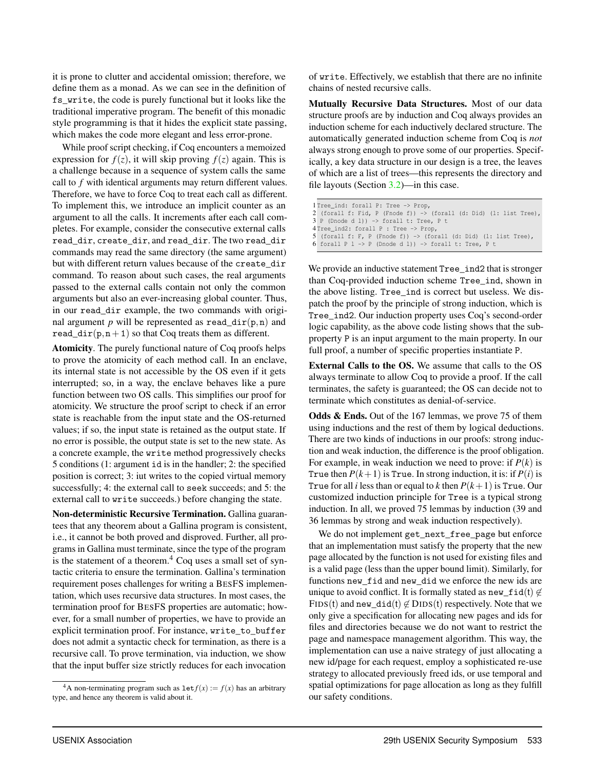it is prone to clutter and accidental omission; therefore, we define them as a monad. As we can see in the definition of fs_write, the code is purely functional but it looks like the traditional imperative program. The benefit of this monadic style programming is that it hides the explicit state passing, which makes the code more elegant and less error-prone.

While proof script checking, if Coq encounters a memoized expression for $f(z)$, it will skip proving $f(z)$ again. This is a challenge because in a sequence of system calls the same call to $f$ with identical arguments may return different values. Therefore, we have to force Coq to treat each call as different. To implement this, we introduce an implicit counter as an argument to all the calls. It increments after each call completes. For example, consider the consecutive external calls read_dir, create_dir, and read_dir. The two read_dir commands may read the same directory (the same argument) but with different return values because of the create_dir command. To reason about such cases, the real arguments passed to the external calls contain not only the common arguments but also an ever-increasing global counter. Thus, in our read_dir example, the two commands with original argument $p$ will be represented as read_dir(p,n) and read_dir(p,n+1) so that Coq treats them as different.

**Atomicity**. The purely functional nature of Coq proofs helps to prove the atomicity of each method call. In an enclave, its internal state is not accessible by the OS even if it gets interrupted; so, in a way, the enclave behaves like a pure function between two OS calls. This simplifies our proof for atomicity. We structure the proof script to check if an error state is reachable from the input state and the OS-returned values; if so, the input state is retained as the output state. If no error is possible, the output state is set to the new state. As a concrete example, the write method progressively checks 5 conditions (1: argument id is in the handler; 2: the specified position is correct; 3: iut writes to the copied virtual memory successfully; 4: the external call to seek succeeds; and 5: the external call to write succeeds.) before changing the state.

**Non-deterministic Recursive Termination.** Gallina guarantees that any theorem about a Gallina program is consistent, i.e., it cannot be both proved and disproved. Further, all programs in Gallina must terminate, since the type of the program is the statement of a theorem.[4] Coq uses a small set of syntactic criteria to ensure the termination. Gallina's termination requirement poses challenges for writing a BesFS implementation, which uses recursive data structures. In most cases, the termination proof for BesFS properties are automatic; however, for a small number of properties, we have to provide an explicit termination proof. For instance, write_to_buffer does not admit a syntactic check for termination, as there is a recursive call. To prove termination, via induction, we show that the input buffer size strictly reduces for each invocation of write. Effectively, we establish that there are no infinite chains of nested recursive calls.

**Mutually Recursive Data Structures.** Most of our data structure proofs are by induction and Coq always provides an induction scheme for each inductively declared structure. The automatically generated induction scheme from Coq is *not* always strong enough to prove some of our properties. Specifically, a key data structure in our design is a tree, the leaves of which are a list of trees—this represents the directory and file layouts (Section 3.2)—in this case.

```
1 Tree_ind: forall P: Tree -> Prop,
2  (forall f: Fid, P (Fnode f)) -> (forall (d: Did) (l: list Tree),
3  P (Dnode d l)) -> forall t: Tree, P t
4 Tree_ind2: forall P : Tree -> Prop,
5  (forall f: F, P (Fnode f)) -> (forall (d: Did) (l: list Tree),
6  forall P l -> P (Dnode d l)) -> forall t: Tree, P t
```

We provide an inductive statement Tree_ind2 that is stronger than Coq-provided induction scheme Tree_ind, shown in the above listing. Tree_ind is correct but useless. We dispatch the proof by the principle of strong induction, which is Tree_ind2. Our induction property uses Coq's second-order logic capability, as the above code listing shows that the subproperty P is an input argument to the main property. In our full proof, a number of specific properties instantiate P.

**External Calls to the OS.** We assume that calls to the OS always terminate to allow Coq to provide a proof. If the call terminates, the safety is guaranteed; the OS can decide not to terminate which constitutes as denial-of-service.

**Odds & Ends.** Out of the 167 lemmas, we prove 75 of them using inductions and the rest of them by logical deductions. There are two kinds of inductions in our proofs: strong induction and weak induction, the difference is the proof obligation. For example, in weak induction we need to prove: if $P(k)$ is True then $P(k+1)$ is True. In strong induction, it is: if $P(i)$ is True for all $i$ less than or equal to $k$ then $P(k+1)$ is True. Our customized induction principle for Tree is a typical strong induction. In all, we proved 75 lemmas by induction (39 and 36 lemmas by strong and weak induction respectively).

We do not implement get_next_free_page but enforce that an implementation must satisfy the property that the new page allocated by the function is not used for existing files and is a valid page (less than the upper bound limit). Similarly, for functions new_fid and new_did we enforce the new ids are unique to avoid conflict. It is formally stated as new_fid(t) $\notin$ FIDS(t) and new_did(t) $\notin$ DIDS(t) respectively. Note that we only give a specification for allocating new pages and ids for files and directories because we do not want to restrict the page and namespace management algorithm. This way, the implementation can use a naive strategy of just allocating a new id/page for each request, employ a sophisticated re-use strategy to allocated previously freed ids, or use temporal and spatial optimizations for page allocation as long as they fulfill our safety conditions.

[4] A non-terminating program such as let $f(x) := f(x)$ has an arbitrary type, and hence any theorem is valid about it.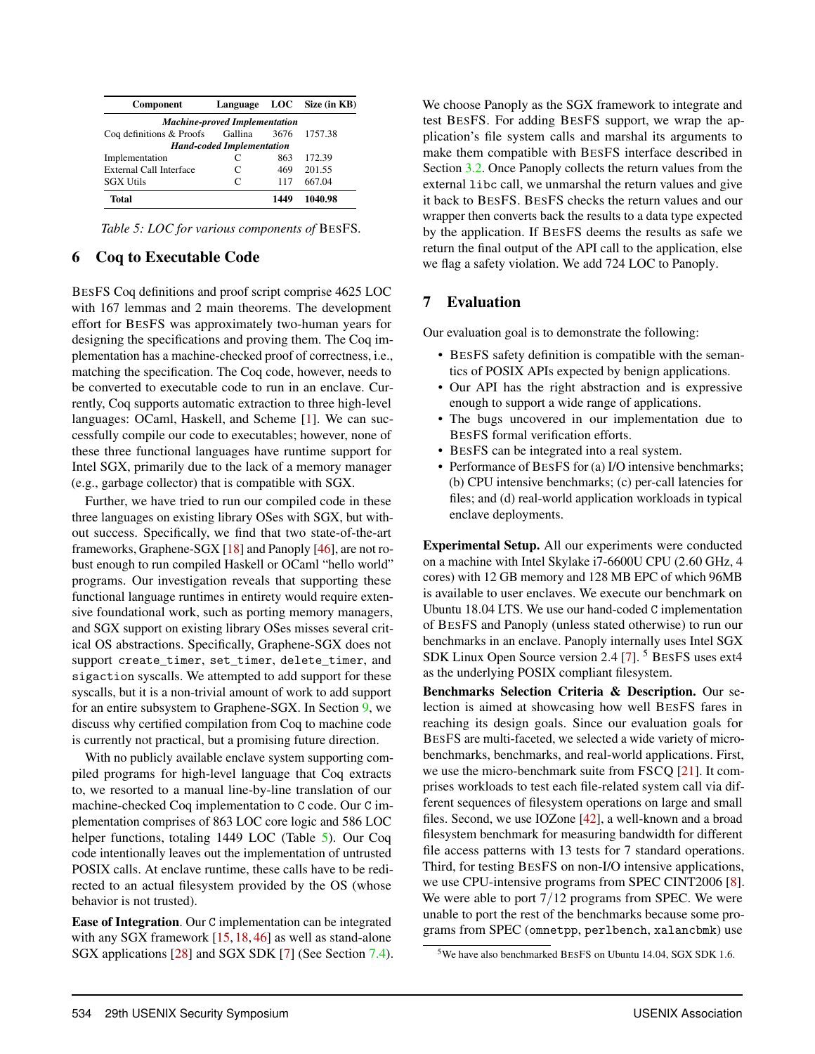| Component | Language | LOC | Size (in KB) |
|---|---|---|---|
| ***Machine-proved Implementation*** | | | |
| Coq definitions & Proofs | Gallina | 3676 | 1757.38 |
| ***Hand-coded Implementation*** | | | |
| Implementation | C | 863 | 172.39 |
| External Call Interface | C | 469 | 201.55 |
| SGX Utils | C | 117 | 667.04 |
| **Total** | | **1449** | **1040.98** |

*Table 5: LOC for various components of* BESFS.

## 6 Coq to Executable Code

BESFS Coq definitions and proof script comprise 4625 LOC with 167 lemmas and 2 main theorems. The development effort for BESFS was approximately two-human years for designing the specifications and proving them. The Coq implementation has a machine-checked proof of correctness, i.e., matching the specification. The Coq code, however, needs to be converted to executable code to run in an enclave. Currently, Coq supports automatic extraction to three high-level languages: OCaml, Haskell, and Scheme [1]. We can successfully compile our code to executables; however, none of these three functional languages have runtime support for Intel SGX, primarily due to the lack of a memory manager (e.g., garbage collector) that is compatible with SGX.

Further, we have tried to run our compiled code in these three languages on existing library OSes with SGX, but without success. Specifically, we find that two state-of-the-art frameworks, Graphene-SGX [18] and Panoply [46], are not robust enough to run compiled Haskell or OCaml "hello world" programs. Our investigation reveals that supporting these functional language runtimes in entirety would require extensive foundational work, such as porting memory managers, and SGX support on existing library OSes misses several critical OS abstractions. Specifically, Graphene-SGX does not support `create_timer`, `set_timer`, `delete_timer`, and `sigaction` syscalls. We attempted to add support for these syscalls, but it is a non-trivial amount of work to add support for an entire subsystem to Graphene-SGX. In Section 9, we discuss why certified compilation from Coq to machine code is currently not practical, but a promising future direction.

With no publicly available enclave system supporting compiled programs for high-level language that Coq extracts to, we resorted to a manual line-by-line translation of our machine-checked Coq implementation to C code. Our C implementation comprises of 863 LOC core logic and 586 LOC helper functions, totaling 1449 LOC (Table 5). Our Coq code intentionally leaves out the implementation of untrusted POSIX calls. At enclave runtime, these calls have to be redirected to an actual filesystem provided by the OS (whose behavior is not trusted).

**Ease of Integration**. Our C implementation can be integrated with any SGX framework [15, 18, 46] as well as stand-alone SGX applications [28] and SGX SDK [7] (See Section 7.4). We choose Panoply as the SGX framework to integrate and test BESFS. For adding BESFS support, we wrap the application's file system calls and marshal its arguments to make them compatible with BESFS interface described in Section 3.2. Once Panoply collects the return values from the external `libc` call, we unmarshal the return values and give it back to BESFS. BESFS checks the return values and our wrapper then converts back the results to a data type expected by the application. If BESFS deems the results as safe we return the final output of the API call to the application, else we flag a safety violation. We add 724 LOC to Panoply.

## 7 Evaluation

Our evaluation goal is to demonstrate the following:

- BESFS safety definition is compatible with the semantics of POSIX APIs expected by benign applications.
- Our API has the right abstraction and is expressive enough to support a wide range of applications.
- The bugs uncovered in our implementation due to BESFS formal verification efforts.
- BESFS can be integrated into a real system.
- Performance of BESFS for (a) I/O intensive benchmarks; (b) CPU intensive benchmarks; (c) per-call latencies for files; and (d) real-world application workloads in typical enclave deployments.

**Experimental Setup.** All our experiments were conducted on a machine with Intel Skylake i7-6600U CPU (2.60 GHz, 4 cores) with 12 GB memory and 128 MB EPC of which 96MB is available to user enclaves. We execute our benchmark on Ubuntu 18.04 LTS. We use our hand-coded C implementation of BESFS and Panoply (unless stated otherwise) to run our benchmarks in an enclave. Panoply internally uses Intel SGX SDK Linux Open Source version 2.4 [7]. [5] BESFS uses ext4 as the underlying POSIX compliant filesystem.

**Benchmarks Selection Criteria & Description.** Our selection is aimed at showcasing how well BESFS fares in reaching its design goals. Since our evaluation goals for BESFS are multi-faceted, we selected a wide variety of micro-benchmarks, benchmarks, and real-world applications. First, we use the micro-benchmark suite from FSCQ [21]. It comprises workloads to test each file-related system call via different sequences of filesystem operations on large and small files. Second, we use IOZone [42], a well-known and a broad filesystem benchmark for measuring bandwidth for different file access patterns with 13 tests for 7 standard operations. Third, for testing BESFS on non-I/O intensive applications, we use CPU-intensive programs from SPEC CINT2006 [8]. We were able to port 7/12 programs from SPEC. We were unable to port the rest of the benchmarks because some programs from SPEC (`omnetpp`, `perlbench`, `xalancbmk`) use

[5] We have also benchmarked BESFS on Ubuntu 14.04, SGX SDK 1.6.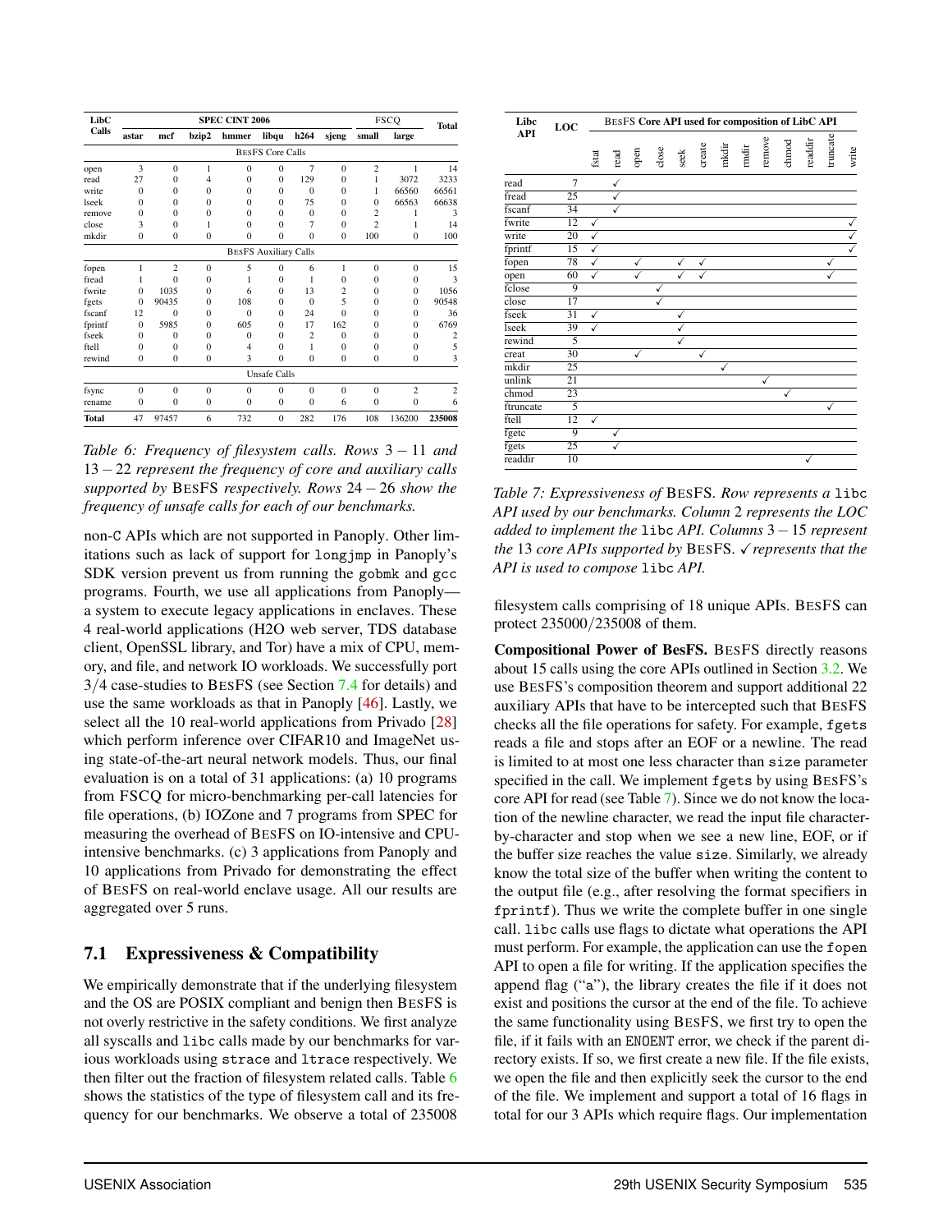| LibC Calls | SPEC CINT 2006 | | | | | | | FSCQ | | Total |
|---|---|---|---|---|---|---|---|---|---|---|
| | astar | mcf | bzip2 | hmmer | libqu | h264 | sjeng | small | large | |
| | | | | | BesFS Core Calls | | | | | |
| open | 3 | 0 | 1 | 0 | 0 | 7 | 0 | 2 | 1 | 14 |
| read | 27 | 0 | 4 | 0 | 0 | 129 | 0 | 1 | 3072 | 3233 |
| write | 0 | 0 | 0 | 0 | 0 | 0 | 0 | 1 | 66560 | 66561 |
| lseek | 0 | 0 | 0 | 0 | 0 | 75 | 0 | 0 | 66563 | 66638 |
| remove | 0 | 0 | 0 | 0 | 0 | 0 | 0 | 2 | 1 | 3 |
| close | 3 | 0 | 1 | 0 | 0 | 7 | 0 | 2 | 1 | 14 |
| mkdir | 0 | 0 | 0 | 0 | 0 | 0 | 0 | 100 | 0 | 100 |
| | | | | | BesFS Auxiliary Calls | | | | | |
| fopen | 1 | 2 | 0 | 5 | 0 | 6 | 1 | 0 | 0 | 15 |
| fread | 1 | 0 | 0 | 1 | 0 | 1 | 0 | 0 | 0 | 3 |
| fwrite | 0 | 1035 | 0 | 6 | 0 | 13 | 2 | 0 | 0 | 1056 |
| fgets | 0 | 90435 | 0 | 108 | 0 | 0 | 5 | 0 | 0 | 90548 |
| fscanf | 12 | 0 | 0 | 0 | 0 | 24 | 0 | 0 | 0 | 36 |
| fprintf | 0 | 5985 | 0 | 605 | 0 | 17 | 162 | 0 | 0 | 6769 |
| fseek | 0 | 0 | 0 | 0 | 0 | 2 | 0 | 0 | 0 | 2 |
| ftell | 0 | 0 | 0 | 4 | 0 | 1 | 0 | 0 | 0 | 5 |
| rewind | 0 | 0 | 0 | 3 | 0 | 0 | 0 | 0 | 0 | 3 |
| | | | | | Unsafe Calls | | | | | |
| fsync | 0 | 0 | 0 | 0 | 0 | 0 | 0 | 0 | 2 | 2 |
| rename | 0 | 0 | 0 | 0 | 0 | 0 | 6 | 0 | 0 | 6 |
| **Total** | 47 | 97457 | 6 | 732 | 0 | 282 | 176 | 108 | 136200 | **235008** |

*Table 6: Frequency of filesystem calls. Rows $3-11$ and $13-22$ represent the frequency of core and auxiliary calls supported by BesFS respectively. Rows $24-26$ show the frequency of unsafe calls for each of our benchmarks.*

non-C APIs which are not supported in Panoply. Other limitations such as lack of support for `longjmp` in Panoply's SDK version prevent us from running the `gobmk` and `gcc` programs. Fourth, we use all applications from Panoply—a system to execute legacy applications in enclaves. These 4 real-world applications (H2O web server, TDS database client, OpenSSL library, and Tor) have a mix of CPU, memory, and file, and network IO workloads. We successfully port 3/4 case-studies to BesFS (see Section 7.4 for details) and use the same workloads as that in Panoply [46]. Lastly, we select all the 10 real-world applications from Privado [28] which perform inference over CIFAR10 and ImageNet using state-of-the-art neural network models. Thus, our final evaluation is on a total of 31 applications: (a) 10 programs from FSCQ for micro-benchmarking per-call latencies for file operations, (b) IOZone and 7 programs from SPEC for measuring the overhead of BesFS on IO-intensive and CPU-intensive benchmarks. (c) 3 applications from Panoply and 10 applications from Privado for demonstrating the effect of BesFS on real-world enclave usage. All our results are aggregated over 5 runs.

## 7.1 Expressiveness & Compatibility

We empirically demonstrate that if the underlying filesystem and the OS are POSIX compliant and benign then BesFS is not overly restrictive in the safety conditions. We first analyze all syscalls and `libc` calls made by our benchmarks for various workloads using `strace` and `ltrace` respectively. We then filter out the fraction of filesystem related calls. Table 6 shows the statistics of the type of filesystem call and its frequency for our benchmarks. We observe a total of 235008

| Libc API | LOC | BesFS Core API used for composition of LibC API | | | | | | | | | | | | |
|---|---|---|---|---|---|---|---|---|---|---|---|---|---|---|
| | | fstat | read | open | close | seek | create | mkdir | rmdir | remove | chmod | readdir | truncate | write |
| read | 7 | | ✓ | | | | | | | | | | | |
| fread | 25 | | ✓ | | | | | | | | | | | |
| fscanf | 34 | | ✓ | | | | | | | | | | | |
| fwrite | 12 | ✓ | | | | | | | | | | | | ✓ |
| write | 20 | ✓ | | | | | | | | | | | | ✓ |
| fprintf | 15 | ✓ | | | | | | | | | | | | ✓ |
| fopen | 78 | ✓ | | ✓ | | ✓ | ✓ | | | | | | ✓ | |
| open | 60 | ✓ | | ✓ | | ✓ | ✓ | | | | | | ✓ | |
| fclose | 9 | | | | ✓ | | | | | | | | | |
| close | 17 | | | | ✓ | | | | | | | | | |
| fseek | 31 | ✓ | | | | ✓ | | | | | | | | |
| lseek | 39 | ✓ | | | | ✓ | | | | | | | | |
| rewind | 5 | | | | | ✓ | | | | | | | | |
| creat | 30 | | | ✓ | | | ✓ | | | | | | | |
| mkdir | 25 | | | | | | | ✓ | | | | | | |
| unlink | 21 | | | | | | | | | ✓ | | | | |
| chmod | 23 | | | | | | | | | | ✓ | | | |
| ftruncate | 5 | | | | | | | | | | | | ✓ | |
| ftell | 12 | ✓ | | | | | | | | | | | | |
| fgetc | 9 | | ✓ | | | | | | | | | | | |
| fgets | 25 | | ✓ | | | | | | | | | | | |
| readdir | 10 | | | | | | | | | | | ✓ | | |

*Table 7: Expressiveness of BesFS. Row represents a `libc` API used by our benchmarks. Column 2 represents the LOC added to implement the `libc` API. Columns $3-15$ represent the 13 core APIs supported by BesFS. ✓ represents that the API is used to compose `libc` API.*

filesystem calls comprising of 18 unique APIs. BesFS can protect 235000/235008 of them.

**Compositional Power of BesFS.** BesFS directly reasons about 15 calls using the core APIs outlined in Section 3.2. We use BesFS's composition theorem and support additional 22 auxiliary APIs that have to be intercepted such that BesFS checks all the file operations for safety. For example, `fgets` reads a file and stops after an EOF or a newline. The read is limited to at most one less character than `size` parameter specified in the call. We implement `fgets` by using BesFS's core API for read (see Table 7). Since we do not know the location of the newline character, we read the input file character-by-character and stop when we see a new line, EOF, or if the buffer size reaches the value `size`. Similarly, we already know the total size of the buffer when writing the content to the output file (e.g., after resolving the format specifiers in `fprintf`). Thus we write the complete buffer in one single call. `libc` calls use flags to dictate what operations the API must perform. For example, the application can use the `fopen` API to open a file for writing. If the application specifies the append flag ("a"), the library creates the file if it does not exist and positions the cursor at the end of the file. To achieve the same functionality using BesFS, we first try to open the file, if it fails with an `ENOENT` error, we check if the parent directory exists. If so, we first create a new file. If the file exists, we open the file and then explicitly seek the cursor to the end of the file. We implement and support a total of 16 flags in total for our 3 APIs which require flags. Our implementation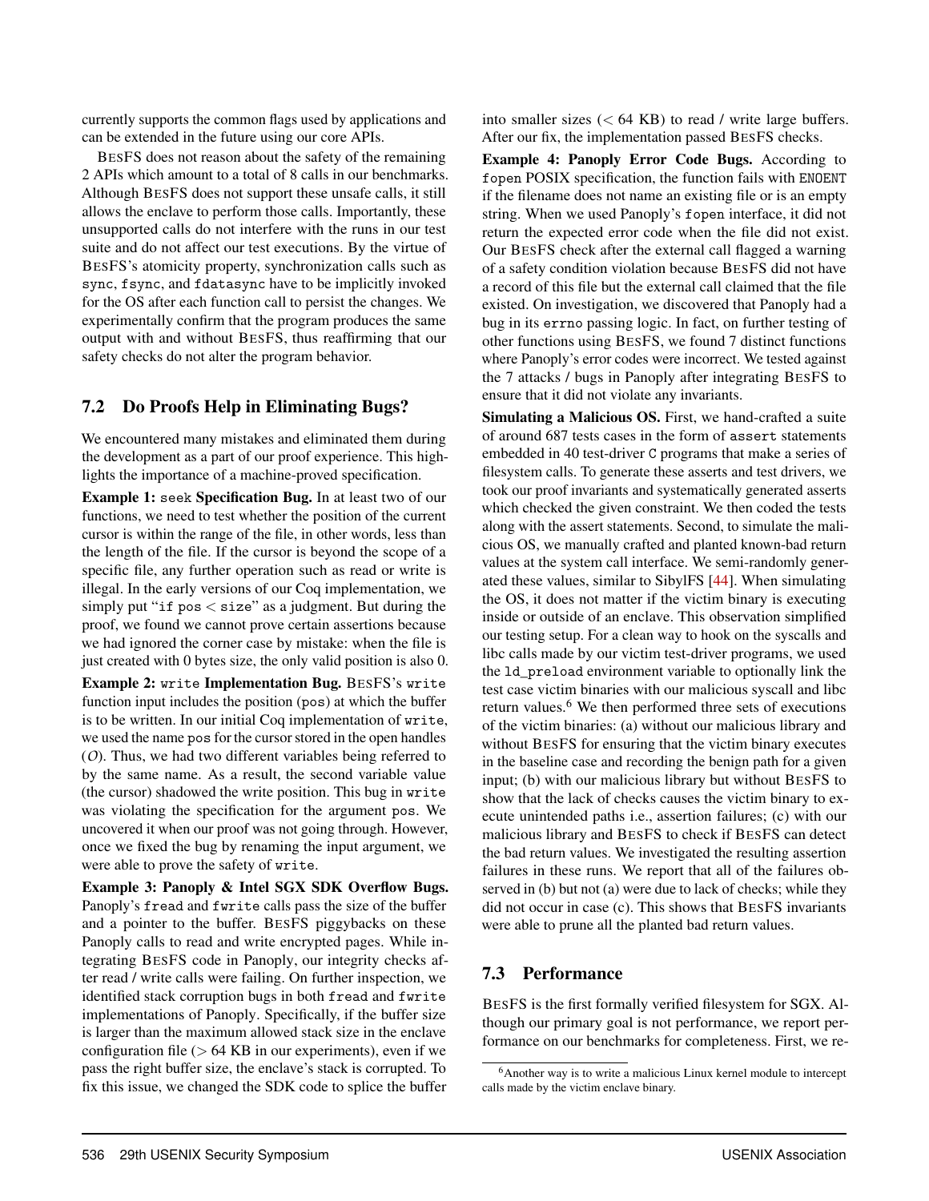currently supports the common flags used by applications and can be extended in the future using our core APIs.

BesFS does not reason about the safety of the remaining 2 APIs which amount to a total of 8 calls in our benchmarks. Although BesFS does not support these unsafe calls, it still allows the enclave to perform those calls. Importantly, these unsupported calls do not interfere with the runs in our test suite and do not affect our test executions. By the virtue of BesFS's atomicity property, synchronization calls such as `sync`, `fsync`, and `fdatasync` have to be implicitly invoked for the OS after each function call to persist the changes. We experimentally confirm that the program produces the same output with and without BesFS, thus reaffirming that our safety checks do not alter the program behavior.

## 7.2 Do Proofs Help in Eliminating Bugs?

We encountered many mistakes and eliminated them during the development as a part of our proof experience. This highlights the importance of a machine-proved specification.

**Example 1: `seek` Specification Bug.** In at least two of our functions, we need to test whether the position of the current cursor is within the range of the file, in other words, less than the length of the file. If the cursor is beyond the scope of a specific file, any further operation such as read or write is illegal. In the early versions of our Coq implementation, we simply put "`if pos` $<$ `size`" as a judgment. But during the proof, we found we cannot prove certain assertions because we had ignored the corner case by mistake: when the file is just created with 0 bytes size, the only valid position is also 0.

**Example 2: `write` Implementation Bug.** BesFS's `write` function input includes the position (`pos`) at which the buffer is to be written. In our initial Coq implementation of `write`, we used the name `pos` for the cursor stored in the open handles ($O$). Thus, we had two different variables being referred to by the same name. As a result, the second variable value (the cursor) shadowed the write position. This bug in `write` was violating the specification for the argument `pos`. We uncovered it when our proof was not going through. However, once we fixed the bug by renaming the input argument, we were able to prove the safety of `write`.

**Example 3: Panoply & Intel SGX SDK Overflow Bugs.** Panoply's `fread` and `fwrite` calls pass the size of the buffer and a pointer to the buffer. BesFS piggybacks on these Panoply calls to read and write encrypted pages. While integrating BesFS code in Panoply, our integrity checks after read / write calls were failing. On further inspection, we identified stack corruption bugs in both `fread` and `fwrite` implementations of Panoply. Specifically, if the buffer size is larger than the maximum allowed stack size in the enclave configuration file ($>$ 64 KB in our experiments), even if we pass the right buffer size, the enclave's stack is corrupted. To fix this issue, we changed the SDK code to splice the buffer into smaller sizes ($<$ 64 KB) to read / write large buffers. After our fix, the implementation passed BesFS checks.

**Example 4: Panoply Error Code Bugs.** According to `fopen` POSIX specification, the function fails with `ENOENT` if the filename does not name an existing file or is an empty string. When we used Panoply's `fopen` interface, it did not return the expected error code when the file did not exist. Our BesFS check after the external call flagged a warning of a safety condition violation because BesFS did not have a record of this file but the external call claimed that the file existed. On investigation, we discovered that Panoply had a bug in its `errno` passing logic. In fact, on further testing of other functions using BesFS, we found 7 distinct functions where Panoply's error codes were incorrect. We tested against the 7 attacks / bugs in Panoply after integrating BesFS to ensure that it did not violate any invariants.

**Simulating a Malicious OS.** First, we hand-crafted a suite of around 687 tests cases in the form of `assert` statements embedded in 40 test-driver `C` programs that make a series of filesystem calls. To generate these asserts and test drivers, we took our proof invariants and systematically generated asserts which checked the given constraint. We then coded the tests along with the assert statements. Second, to simulate the malicious OS, we manually crafted and planted known-bad return values at the system call interface. We semi-randomly generated these values, similar to SibylFS [44]. When simulating the OS, it does not matter if the victim binary is executing inside or outside of an enclave. This observation simplified our testing setup. For a clean way to hook on the syscalls and libc calls made by our victim test-driver programs, we used the `ld_preload` environment variable to optionally link the test case victim binaries with our malicious syscall and libc return values.[6] We then performed three sets of executions of the victim binaries: (a) without our malicious library and without BesFS for ensuring that the victim binary executes in the baseline case and recording the benign path for a given input; (b) with our malicious library but without BesFS to show that the lack of checks causes the victim binary to execute unintended paths i.e., assertion failures; (c) with our malicious library and BesFS to check if BesFS can detect the bad return values. We investigated the resulting assertion failures in these runs. We report that all of the failures observed in (b) but not (a) were due to lack of checks; while they did not occur in case (c). This shows that BesFS invariants were able to prune all the planted bad return values.

## 7.3 Performance

BesFS is the first formally verified filesystem for SGX. Although our primary goal is not performance, we report performance on our benchmarks for completeness. First, we re-

[6] Another way is to write a malicious Linux kernel module to intercept calls made by the victim enclave binary.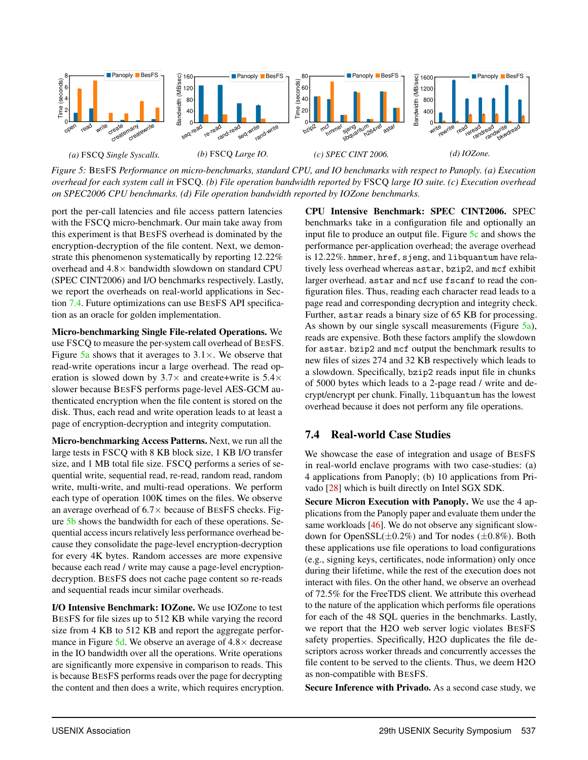(a) FSCQ *Single Syscalls.*

(b) FSCQ *Large IO.*

(c) *SPEC CINT 2006.*

(d) *IOZone.*

*Figure 5:* BESFS *Performance on micro-benchmarks, standard CPU, and IO benchmarks with respect to Panoply. (a) Execution overhead for each system call in* FSCQ*. (b) File operation bandwidth reported by* FSCQ *large IO suite. (c) Execution overhead on SPEC2006 CPU benchmarks. (d) File operation bandwidth reported by IOZone benchmarks.*

port the per-call latencies and file access pattern latencies with the FSCQ micro-benchmark. Our main take away from this experiment is that BESFS overhead is dominated by the encryption-decryption of the file content. Next, we demonstrate this phenomenon systematically by reporting 12.22% overhead and 4.8× bandwidth slowdown on standard CPU (SPEC CINT2006) and I/O benchmarks respectively. Lastly, we report the overheads on real-world applications in Section 7.4. Future optimizations can use BESFS API specification as an oracle for golden implementation.

**Micro-benchmarking Single File-related Operations.** We use FSCQ to measure the per-system call overhead of BESFS. Figure 5a shows that it averages to 3.1×. We observe that read-write operations incur a large overhead. The read operation is slowed down by 3.7× and create+write is 5.4× slower because BESFS performs page-level AES-GCM authenticated encryption when the file content is stored on the disk. Thus, each read and write operation leads to at least a page of encryption-decryption and integrity computation.

**Micro-benchmarking Access Patterns.** Next, we run all the large tests in FSCQ with 8 KB block size, 1 KB I/O transfer size, and 1 MB total file size. FSCQ performs a series of sequential write, sequential read, re-read, random read, random write, multi-write, and multi-read operations. We perform each type of operation 100K times on the files. We observe an average overhead of 6.7× because of BESFS checks. Figure 5b shows the bandwidth for each of these operations. Sequential access incurs relatively less performance overhead because they consolidate the page-level encryption-decryption for every 4K bytes. Random accesses are more expensive because each read / write may cause a page-level encryption-decryption. BESFS does not cache page content so re-reads and sequential reads incur similar overheads.

**I/O Intensive Benchmark: IOZone.** We use IOZone to test BESFS for file sizes up to 512 KB while varying the record size from 4 KB to 512 KB and report the aggregate performance in Figure 5d. We observe an average of 4.8× decrease in the IO bandwidth over all the operations. Write operations are significantly more expensive in comparison to reads. This is because BESFS performs reads over the page for decrypting the content and then does a write, which requires encryption.

**CPU Intensive Benchmark: SPEC CINT2006.** SPEC benchmarks take in a configuration file and optionally an input file to produce an output file. Figure 5c and shows the performance per-application overhead; the average overhead is 12.22%. `hmmer`, `href`, `sjeng`, and `libquantum` have relatively less overhead whereas `astar`, `bzip2`, and `mcf` exhibit larger overhead. `astar` and `mcf` use `fscanf` to read the configuration files. Thus, reading each character read leads to a page read and corresponding decryption and integrity check. Further, `astar` reads a binary size of 65 KB for processing. As shown by our single syscall measurements (Figure 5a), reads are expensive. Both these factors amplify the slowdown for `astar`. `bzip2` and `mcf` output the benchmark results to new files of sizes 274 and 32 KB respectively which leads to a slowdown. Specifically, `bzip2` reads input file in chunks of 5000 bytes which leads to a 2-page read / write and decrypt/encrypt per chunk. Finally, `libquantum` has the lowest overhead because it does not perform any file operations.

## 7.4 Real-world Case Studies

We showcase the ease of integration and usage of BESFS in real-world enclave programs with two case-studies: (a) 4 applications from Panoply; (b) 10 applications from Privado [28] which is built directly on Intel SGX SDK.

**Secure Micron Execution with Panoply.** We use the 4 applications from the Panoply paper and evaluate them under the same workloads [46]. We do not observe any significant slowdown for OpenSSL(±0.2%) and Tor nodes (±0.8%). Both these applications use file operations to load configurations (e.g., signing keys, certificates, node information) only once during their lifetime, while the rest of the execution does not interact with files. On the other hand, we observe an overhead of 72.5% for the FreeTDS client. We attribute this overhead to the nature of the application which performs file operations for each of the 48 SQL queries in the benchmarks. Lastly, we report that the H2O web server logic violates BESFS safety properties. Specifically, H2O duplicates the file descriptors across worker threads and concurrently accesses the file content to be served to the clients. Thus, we deem H2O as non-compatible with BESFS.

**Secure Inference with Privado.** As a second case study, we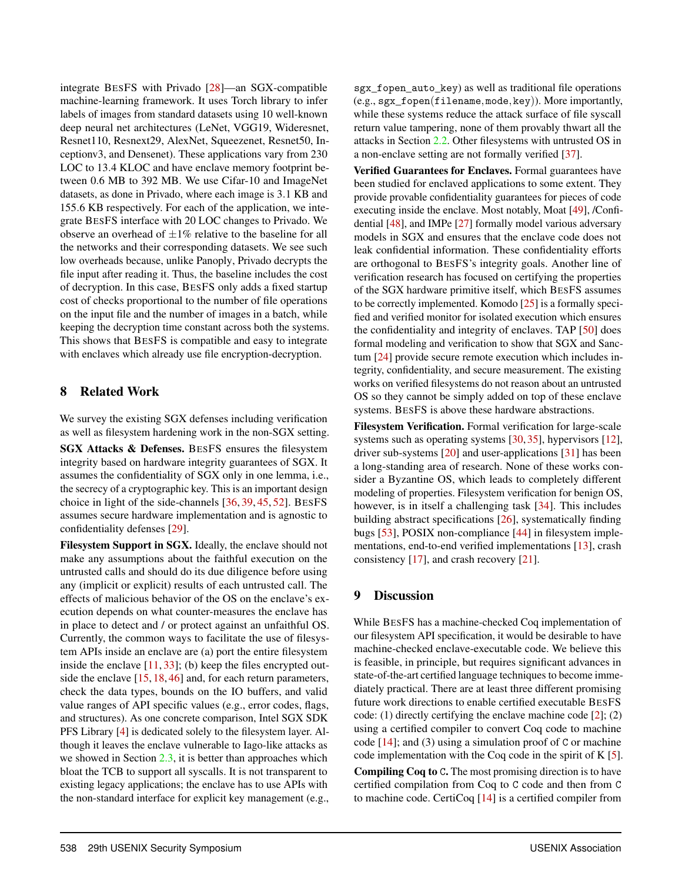integrate BESFS with Privado [28]—an SGX-compatible machine-learning framework. It uses Torch library to infer labels of images from standard datasets using 10 well-known deep neural net architectures (LeNet, VGG19, Wideresnet, Resnet110, Resnext29, AlexNet, Squeezenet, Resnet50, Inceptionv3, and Densenet). These applications vary from 230 LOC to 13.4 KLOC and have enclave memory footprint between 0.6 MB to 392 MB. We use Cifar-10 and ImageNet datasets, as done in Privado, where each image is 3.1 KB and 155.6 KB respectively. For each of the application, we integrate BESFS interface with 20 LOC changes to Privado. We observe an overhead of $\pm 1\%$ relative to the baseline for all the networks and their corresponding datasets. We see such low overheads because, unlike Panoply, Privado decrypts the file input after reading it. Thus, the baseline includes the cost of decryption. In this case, BESFS only adds a fixed startup cost of checks proportional to the number of file operations on the input file and the number of images in a batch, while keeping the decryption time constant across both the systems. This shows that BESFS is compatible and easy to integrate with enclaves which already use file encryption-decryption.

## 8 Related Work

We survey the existing SGX defenses including verification as well as filesystem hardening work in the non-SGX setting.

**SGX Attacks & Defenses.** BESFS ensures the filesystem integrity based on hardware integrity guarantees of SGX. It assumes the confidentiality of SGX only in one lemma, i.e., the secrecy of a cryptographic key. This is an important design choice in light of the side-channels [36, 39, 45, 52]. BESFS assumes secure hardware implementation and is agnostic to confidentiality defenses [29].

**Filesystem Support in SGX.** Ideally, the enclave should not make any assumptions about the faithful execution on the untrusted calls and should do its due diligence before using any (implicit or explicit) results of each untrusted call. The effects of malicious behavior of the OS on the enclave's execution depends on what counter-measures the enclave has in place to detect and / or protect against an unfaithful OS. Currently, the common ways to facilitate the use of filesystem APIs inside an enclave are (a) port the entire filesystem inside the enclave [11, 33]; (b) keep the files encrypted outside the enclave [15, 18, 46] and, for each return parameters, check the data types, bounds on the IO buffers, and valid value ranges of API specific values (e.g., error codes, flags, and structures). As one concrete comparison, Intel SGX SDK PFS Library [4] is dedicated solely to the filesystem layer. Although it leaves the enclave vulnerable to Iago-like attacks as we showed in Section 2.3, it is better than approaches which bloat the TCB to support all syscalls. It is not transparent to existing legacy applications; the enclave has to use APIs with the non-standard interface for explicit key management (e.g., `sgx_fopen_auto_key`) as well as traditional file operations (e.g., `sgx_fopen(filename, mode, key)`). More importantly, while these systems reduce the attack surface of file syscall return value tampering, none of them provably thwart all the attacks in Section 2.2. Other filesystems with untrusted OS in a non-enclave setting are not formally verified [37].

**Verified Guarantees for Enclaves.** Formal guarantees have been studied for enclaved applications to some extent. They provide provable confidentiality guarantees for pieces of code executing inside the enclave. Most notably, Moat [49], /Confidential [48], and IMPe [27] formally model various adversary models in SGX and ensures that the enclave code does not leak confidential information. These confidentiality efforts are orthogonal to BESFS's integrity goals. Another line of verification research has focused on certifying the properties of the SGX hardware primitive itself, which BESFS assumes to be correctly implemented. Komodo [25] is a formally specified and verified monitor for isolated execution which ensures the confidentiality and integrity of enclaves. TAP [50] does formal modeling and verification to show that SGX and Sanctum [24] provide secure remote execution which includes integrity, confidentiality, and secure measurement. The existing works on verified filesystems do not reason about an untrusted OS so they cannot be simply added on top of these enclave systems. BESFS is above these hardware abstractions.

**Filesystem Verification.** Formal verification for large-scale systems such as operating systems [30, 35], hypervisors [12], driver sub-systems [20] and user-applications [31] has been a long-standing area of research. None of these works consider a Byzantine OS, which leads to completely different modeling of properties. Filesystem verification for benign OS, however, is in itself a challenging task [34]. This includes building abstract specifications [26], systematically finding bugs [53], POSIX non-compliance [44] in filesystem implementations, end-to-end verified implementations [13], crash consistency [17], and crash recovery [21].

## 9 Discussion

While BESFS has a machine-checked Coq implementation of our filesystem API specification, it would be desirable to have machine-checked enclave-executable code. We believe this is feasible, in principle, but requires significant advances in state-of-the-art certified language techniques to become immediately practical. There are at least three different promising future work directions to enable certified executable BESFS code: (1) directly certifying the enclave machine code [2]; (2) using a certified compiler to convert Coq code to machine code [14]; and (3) using a simulation proof of C or machine code implementation with the Coq code in the spirit of K [5].

**Compiling Coq to C.** The most promising direction is to have certified compilation from Coq to C code and then from C to machine code. CertiCoq [14] is a certified compiler from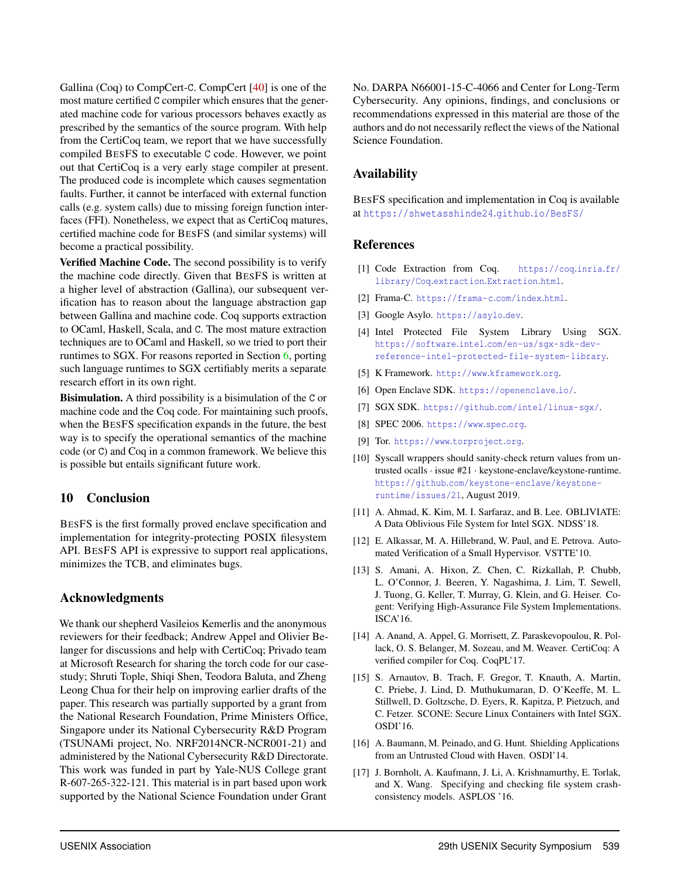Gallina (Coq) to CompCert-C. CompCert [40] is one of the most mature certified C compiler which ensures that the generated machine code for various processors behaves exactly as prescribed by the semantics of the source program. With help from the CertiCoq team, we report that we have successfully compiled BESFS to executable C code. However, we point out that CertiCoq is a very early stage compiler at present. The produced code is incomplete which causes segmentation faults. Further, it cannot be interfaced with external function calls (e.g. system calls) due to missing foreign function interfaces (FFI). Nonetheless, we expect that as CertiCoq matures, certified machine code for BESFS (and similar systems) will become a practical possibility.

**Verified Machine Code.** The second possibility is to verify the machine code directly. Given that BESFS is written at a higher level of abstraction (Gallina), our subsequent verification has to reason about the language abstraction gap between Gallina and machine code. Coq supports extraction to OCaml, Haskell, Scala, and C. The most mature extraction techniques are to OCaml and Haskell, so we tried to port their runtimes to SGX. For reasons reported in Section 6, porting such language runtimes to SGX certifiably merits a separate research effort in its own right.

**Bisimulation.** A third possibility is a bisimulation of the C or machine code and the Coq code. For maintaining such proofs, when the BESFS specification expands in the future, the best way is to specify the operational semantics of the machine code (or C) and Coq in a common framework. We believe this is possible but entails significant future work.

## 10 Conclusion

BESFS is the first formally proved enclave specification and implementation for integrity-protecting POSIX filesystem API. BESFS API is expressive to support real applications, minimizes the TCB, and eliminates bugs.

## Acknowledgments

We thank our shepherd Vasileios Kemerlis and the anonymous reviewers for their feedback; Andrew Appel and Olivier Belanger for discussions and help with CertiCoq; Privado team at Microsoft Research for sharing the torch code for our case-study; Shruti Tople, Shiqi Shen, Teodora Baluta, and Zheng Leong Chua for their help on improving earlier drafts of the paper. This research was partially supported by a grant from the National Research Foundation, Prime Ministers Office, Singapore under its National Cybersecurity R&D Program (TSUNAMi project, No. NRF2014NCR-NCR001-21) and administered by the National Cybersecurity R&D Directorate. This work was funded in part by Yale-NUS College grant R-607-265-322-121. This material is in part based upon work supported by the National Science Foundation under Grant No. DARPA N66001-15-C-4066 and Center for Long-Term Cybersecurity. Any opinions, findings, and conclusions or recommendations expressed in this material are those of the authors and do not necessarily reflect the views of the National Science Foundation.

## Availability

BESFS specification and implementation in Coq is available at https://shwetasshinde24.github.io/BesFS/

## References

[1] Code Extraction from Coq. https://coq.inria.fr/library/Coq.extraction.Extraction.html.

[2] Frama-C. https://frama-c.com/index.html.

[3] Google Asylo. https://asylo.dev.

[4] Intel Protected File System Library Using SGX. https://software.intel.com/en-us/sgx-sdk-dev-reference-intel-protected-file-system-library.

[5] K Framework. http://www.kframework.org.

[6] Open Enclave SDK. https://openenclave.io/.

[7] SGX SDK. https://github.com/intel/linux-sgx/.

[8] SPEC 2006. https://www.spec.org.

[9] Tor. https://www.torproject.org.

[10] Syscall wrappers should sanity-check return values from untrusted ocalls · issue #21 · keystone-enclave/keystone-runtime. https://github.com/keystone-enclave/keystone-runtime/issues/21, August 2019.

[11] A. Ahmad, K. Kim, M. I. Sarfaraz, and B. Lee. OBLIVIATE: A Data Oblivious File System for Intel SGX. NDSS'18.

[12] E. Alkassar, M. A. Hillebrand, W. Paul, and E. Petrova. Automated Verification of a Small Hypervisor. VSTTE'10.

[13] S. Amani, A. Hixon, Z. Chen, C. Rizkallah, P. Chubb, L. O'Connor, J. Beeren, Y. Nagashima, J. Lim, T. Sewell, J. Tuong, G. Keller, T. Murray, G. Klein, and G. Heiser. Cogent: Verifying High-Assurance File System Implementations. ISCA'16.

[14] A. Anand, A. Appel, G. Morrisett, Z. Paraskevopoulou, R. Pollack, O. S. Belanger, M. Sozeau, and M. Weaver. CertiCoq: A verified compiler for Coq. CoqPL'17.

[15] S. Arnautov, B. Trach, F. Gregor, T. Knauth, A. Martin, C. Priebe, J. Lind, D. Muthukumaran, D. O'Keeffe, M. L. Stillwell, D. Goltzsche, D. Eyers, R. Kapitza, P. Pietzuch, and C. Fetzer. SCONE: Secure Linux Containers with Intel SGX. OSDI'16.

[16] A. Baumann, M. Peinado, and G. Hunt. Shielding Applications from an Untrusted Cloud with Haven. OSDI'14.

[17] J. Bornholt, A. Kaufmann, J. Li, A. Krishnamurthy, E. Torlak, and X. Wang. Specifying and checking file system crash-consistency models. ASPLOS '16.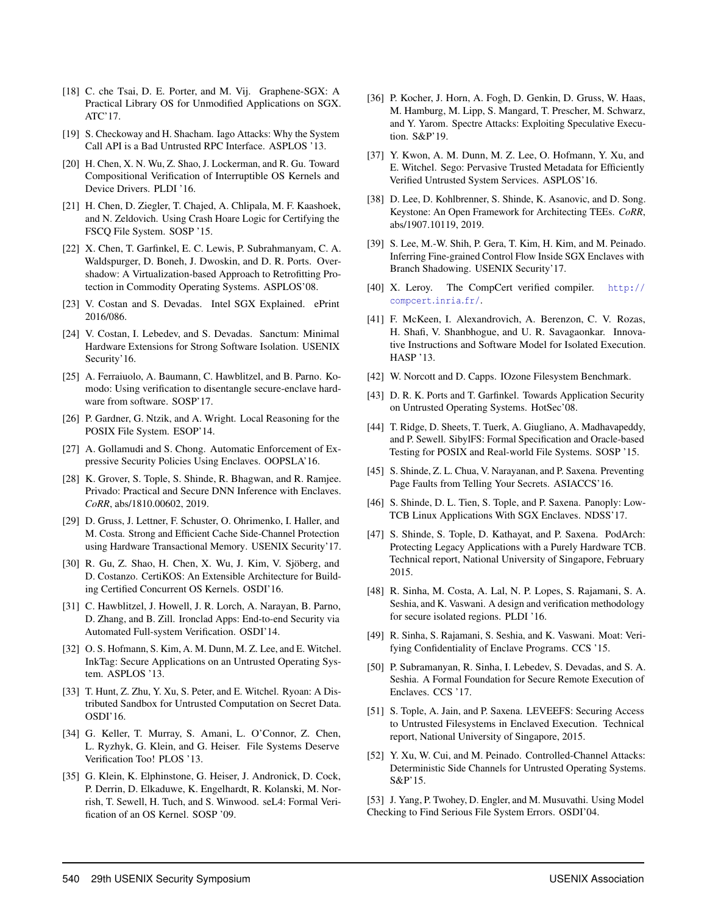[18] C. che Tsai, D. E. Porter, and M. Vij. Graphene-SGX: A Practical Library OS for Unmodified Applications on SGX. ATC'17.

[19] S. Checkoway and H. Shacham. Iago Attacks: Why the System Call API is a Bad Untrusted RPC Interface. ASPLOS '13.

[20] H. Chen, X. N. Wu, Z. Shao, J. Lockerman, and R. Gu. Toward Compositional Verification of Interruptible OS Kernels and Device Drivers. PLDI '16.

[21] H. Chen, D. Ziegler, T. Chajed, A. Chlipala, M. F. Kaashoek, and N. Zeldovich. Using Crash Hoare Logic for Certifying the FSCQ File System. SOSP '15.

[22] X. Chen, T. Garfinkel, E. C. Lewis, P. Subrahmanyam, C. A. Waldspurger, D. Boneh, J. Dwoskin, and D. R. Ports. Overshadow: A Virtualization-based Approach to Retrofitting Protection in Commodity Operating Systems. ASPLOS'08.

[23] V. Costan and S. Devadas. Intel SGX Explained. ePrint 2016/086.

[24] V. Costan, I. Lebedev, and S. Devadas. Sanctum: Minimal Hardware Extensions for Strong Software Isolation. USENIX Security'16.

[25] A. Ferraiuolo, A. Baumann, C. Hawblitzel, and B. Parno. Komodo: Using verification to disentangle secure-enclave hardware from software. SOSP'17.

[26] P. Gardner, G. Ntzik, and A. Wright. Local Reasoning for the POSIX File System. ESOP'14.

[27] A. Gollamudi and S. Chong. Automatic Enforcement of Expressive Security Policies Using Enclaves. OOPSLA'16.

[28] K. Grover, S. Tople, S. Shinde, R. Bhagwan, and R. Ramjee. Privado: Practical and Secure DNN Inference with Enclaves. *CoRR*, abs/1810.00602, 2019.

[29] D. Gruss, J. Lettner, F. Schuster, O. Ohrimenko, I. Haller, and M. Costa. Strong and Efficient Cache Side-Channel Protection using Hardware Transactional Memory. USENIX Security'17.

[30] R. Gu, Z. Shao, H. Chen, X. Wu, J. Kim, V. Sjöberg, and D. Costanzo. CertiKOS: An Extensible Architecture for Building Certified Concurrent OS Kernels. OSDI'16.

[31] C. Hawblitzel, J. Howell, J. R. Lorch, A. Narayan, B. Parno, D. Zhang, and B. Zill. Ironclad Apps: End-to-end Security via Automated Full-system Verification. OSDI'14.

[32] O. S. Hofmann, S. Kim, A. M. Dunn, M. Z. Lee, and E. Witchel. InkTag: Secure Applications on an Untrusted Operating System. ASPLOS '13.

[33] T. Hunt, Z. Zhu, Y. Xu, S. Peter, and E. Witchel. Ryoan: A Distributed Sandbox for Untrusted Computation on Secret Data. OSDI'16.

[34] G. Keller, T. Murray, S. Amani, L. O'Connor, Z. Chen, L. Ryzhyk, G. Klein, and G. Heiser. File Systems Deserve Verification Too! PLOS '13.

[35] G. Klein, K. Elphinstone, G. Heiser, J. Andronick, D. Cock, P. Derrin, D. Elkaduwe, K. Engelhardt, R. Kolanski, M. Norrish, T. Sewell, H. Tuch, and S. Winwood. seL4: Formal Verification of an OS Kernel. SOSP '09.

[36] P. Kocher, J. Horn, A. Fogh, D. Genkin, D. Gruss, W. Haas, M. Hamburg, M. Lipp, S. Mangard, T. Prescher, M. Schwarz, and Y. Yarom. Spectre Attacks: Exploiting Speculative Execution. S&P'19.

[37] Y. Kwon, A. M. Dunn, M. Z. Lee, O. Hofmann, Y. Xu, and E. Witchel. Sego: Pervasive Trusted Metadata for Efficiently Verified Untrusted System Services. ASPLOS'16.

[38] D. Lee, D. Kohlbrenner, S. Shinde, K. Asanovic, and D. Song. Keystone: An Open Framework for Architecting TEEs. *CoRR*, abs/1907.10119, 2019.

[39] S. Lee, M.-W. Shih, P. Gera, T. Kim, H. Kim, and M. Peinado. Inferring Fine-grained Control Flow Inside SGX Enclaves with Branch Shadowing. USENIX Security'17.

[40] X. Leroy. The CompCert verified compiler. http://compcert.inria.fr/.

[41] F. McKeen, I. Alexandrovich, A. Berenzon, C. V. Rozas, H. Shafi, V. Shanbhogue, and U. R. Savagaonkar. Innovative Instructions and Software Model for Isolated Execution. HASP '13.

[42] W. Norcott and D. Capps. IOzone Filesystem Benchmark.

[43] D. R. K. Ports and T. Garfinkel. Towards Application Security on Untrusted Operating Systems. HotSec'08.

[44] T. Ridge, D. Sheets, T. Tuerk, A. Giugliano, A. Madhavapeddy, and P. Sewell. SibylFS: Formal Specification and Oracle-based Testing for POSIX and Real-world File Systems. SOSP '15.

[45] S. Shinde, Z. L. Chua, V. Narayanan, and P. Saxena. Preventing Page Faults from Telling Your Secrets. ASIACCS'16.

[46] S. Shinde, D. L. Tien, S. Tople, and P. Saxena. Panoply: Low-TCB Linux Applications With SGX Enclaves. NDSS'17.

[47] S. Shinde, S. Tople, D. Kathayat, and P. Saxena. PodArch: Protecting Legacy Applications with a Purely Hardware TCB. Technical report, National University of Singapore, February 2015.

[48] R. Sinha, M. Costa, A. Lal, N. P. Lopes, S. Rajamani, S. A. Seshia, and K. Vaswani. A design and verification methodology for secure isolated regions. PLDI '16.

[49] R. Sinha, S. Rajamani, S. Seshia, and K. Vaswani. Moat: Verifying Confidentiality of Enclave Programs. CCS '15.

[50] P. Subramanyan, R. Sinha, I. Lebedev, S. Devadas, and S. A. Seshia. A Formal Foundation for Secure Remote Execution of Enclaves. CCS '17.

[51] S. Tople, A. Jain, and P. Saxena. LEVEEFS: Securing Access to Untrusted Filesystems in Enclaved Execution. Technical report, National University of Singapore, 2015.

[52] Y. Xu, W. Cui, and M. Peinado. Controlled-Channel Attacks: Deterministic Side Channels for Untrusted Operating Systems. S&P'15.

[53] J. Yang, P. Twohey, D. Engler, and M. Musuvathi. Using Model Checking to Find Serious File System Errors. OSDI'04.